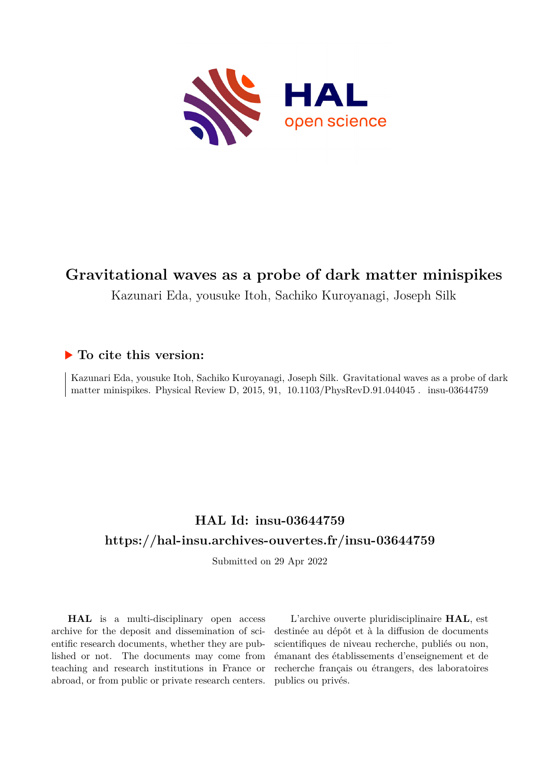# Gravitational waves as a probe of dark matter minispikes

Kazunari Eda, yousuke Itoh, Sachiko Kuroyanagi, Joseph Silk

## ▶ To cite this version:

Kazunari Eda, yousuke Itoh, Sachiko Kuroyanagi, Joseph Silk. Gravitational waves as a probe of dark matter minispikes. Physical Review D, 2015, 91, 10.1103/PhysRevD.91.044045 . insu-03644759

## HAL Id: insu-03644759

## https://hal-insu.archives-ouvertes.fr/insu-03644759

Submitted on 29 Apr 2022

**HAL** is a multi-disciplinary open access archive for the deposit and dissemination of scientific research documents, whether they are published or not. The documents may come from teaching and research institutions in France or abroad, or from public or private research centers.

L'archive ouverte pluridisciplinaire **HAL**, est destinée au dépôt et à la diffusion de documents scientifiques de niveau recherche, publiés ou non, émanant des établissements d'enseignement et de recherche français ou étrangers, des laboratoires publics ou privés.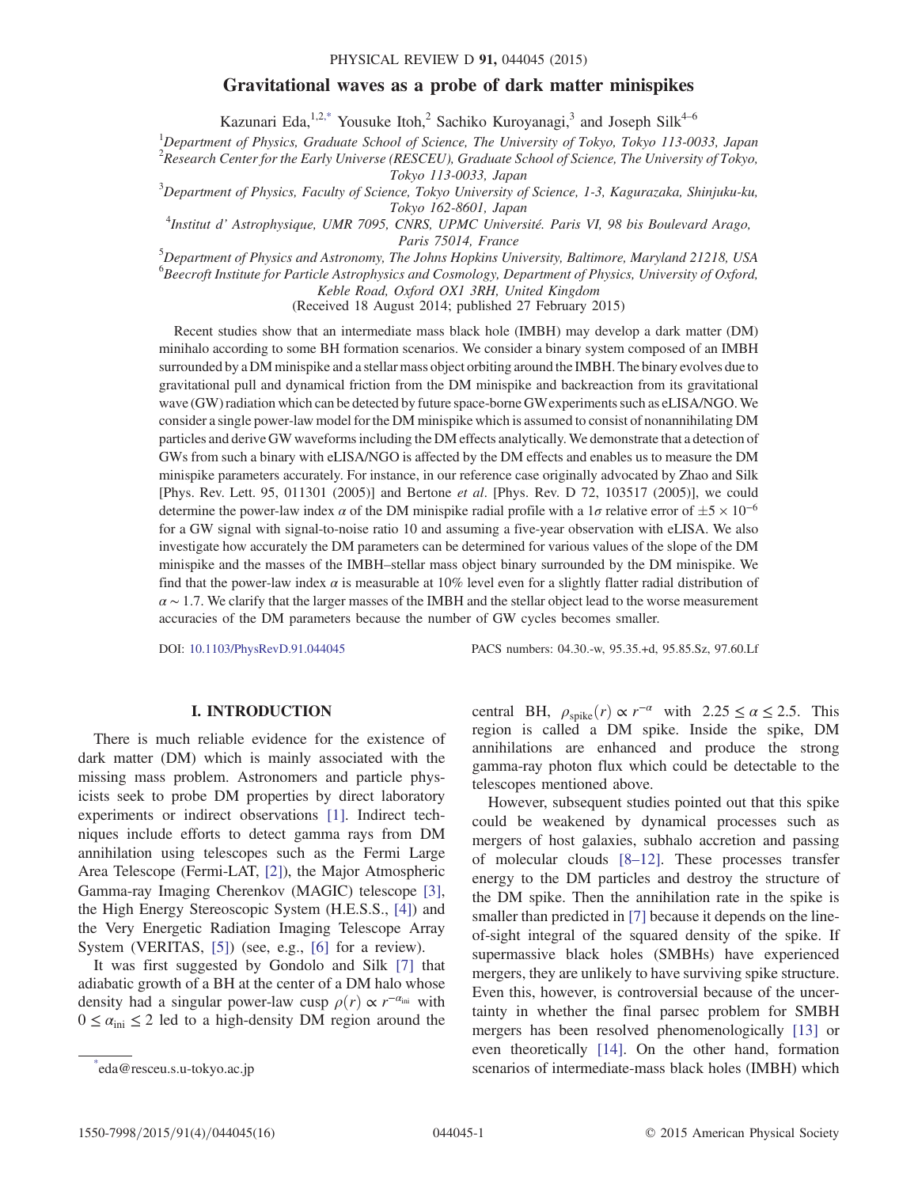# Gravitational waves as a probe of dark matter minispikes

Kazunari Eda,[1,2,*] Yousuke Itoh,[2] Sachiko Kuroyanagi,[3] and Joseph Silk[4–6]

[1]*Department of Physics, Graduate School of Science, The University of Tokyo, Tokyo 113-0033, Japan*
[2]*Research Center for the Early Universe (RESCEU), Graduate School of Science, The University of Tokyo, Tokyo 113-0033, Japan*
[3]*Department of Physics, Faculty of Science, Tokyo University of Science, 1-3, Kagurazaka, Shinjuku-ku, Tokyo 162-8601, Japan*
[4]*Institut d' Astrophysique, UMR 7095, CNRS, UPMC Université. Paris VI, 98 bis Boulevard Arago, Paris 75014, France*
[5]*Department of Physics and Astronomy, The Johns Hopkins University, Baltimore, Maryland 21218, USA*
[6]*Beecroft Institute for Particle Astrophysics and Cosmology, Department of Physics, University of Oxford, Keble Road, Oxford OX1 3RH, United Kingdom*

(Received 18 August 2014; published 27 February 2015)

Recent studies show that an intermediate mass black hole (IMBH) may develop a dark matter (DM) minihalo according to some BH formation scenarios. We consider a binary system composed of an IMBH surrounded by a DM minispike and a stellar mass object orbiting around the IMBH. The binary evolves due to gravitational pull and dynamical friction from the DM minispike and backreaction from its gravitational wave (GW) radiation which can be detected by future space-borne GW experiments such as eLISA/NGO. We consider a single power-law model for the DM minispike which is assumed to consist of nonannihilating DM particles and derive GW waveforms including the DM effects analytically. We demonstrate that a detection of GWs from such a binary with eLISA/NGO is affected by the DM effects and enables us to measure the DM minispike parameters accurately. For instance, in our reference case originally advocated by Zhao and Silk [Phys. Rev. Lett. 95, 011301 (2005)] and Bertone *et al*. [Phys. Rev. D 72, 103517 (2005)], we could determine the power-law index $\alpha$ of the DM minispike radial profile with a $1\sigma$ relative error of $\pm 5 \times 10^{-6}$ for a GW signal with signal-to-noise ratio 10 and assuming a five-year observation with eLISA. We also investigate how accurately the DM parameters can be determined for various values of the slope of the DM minispike and the masses of the IMBH–stellar mass object binary surrounded by the DM minispike. We find that the power-law index $\alpha$ is measurable at 10% level even for a slightly flatter radial distribution of $\alpha \sim 1.7$. We clarify that the larger masses of the IMBH and the stellar object lead to the worse measurement accuracies of the DM parameters because the number of GW cycles becomes smaller.

DOI: 10.1103/PhysRevD.91.044045 PACS numbers: 04.30.-w, 95.35.+d, 95.85.Sz, 97.60.Lf

## I. INTRODUCTION

There is much reliable evidence for the existence of dark matter (DM) which is mainly associated with the missing mass problem. Astronomers and particle physicists seek to probe DM properties by direct laboratory experiments or indirect observations [1]. Indirect techniques include efforts to detect gamma rays from DM annihilation using telescopes such as the Fermi Large Area Telescope (Fermi-LAT, [2]), the Major Atmospheric Gamma-ray Imaging Cherenkov (MAGIC) telescope [3], the High Energy Stereoscopic System (H.E.S.S., [4]) and the Very Energetic Radiation Imaging Telescope Array System (VERITAS, [5]) (see, e.g., [6] for a review).

It was first suggested by Gondolo and Silk [7] that adiabatic growth of a BH at the center of a DM halo whose density had a singular power-law cusp $\rho(r) \propto r^{-\alpha_{\rm ini}}$ with $0 \le \alpha_{\rm ini} \le 2$ led to a high-density DM region around the central BH, $\rho_{\rm spike}(r) \propto r^{-\alpha}$ with $2.25 \le \alpha \le 2.5$. This region is called a DM spike. Inside the spike, DM annihilations are enhanced and produce the strong gamma-ray photon flux which could be detectable to the telescopes mentioned above.

However, subsequent studies pointed out that this spike could be weakened by dynamical processes such as mergers of host galaxies, subhalo accretion and passing of molecular clouds [8–12]. These processes transfer energy to the DM particles and destroy the structure of the DM spike. Then the annihilation rate in the spike is smaller than predicted in [7] because it depends on the line-of-sight integral of the squared density of the spike. If supermassive black holes (SMBHs) have experienced mergers, they are unlikely to have surviving spike structure. Even this, however, is controversial because of the uncertainty in whether the final parsec problem for SMBH mergers has been resolved phenomenologically [13] or even theoretically [14]. On the other hand, formation scenarios of intermediate-mass black holes (IMBH) which

*eda@resceu.s.u-tokyo.ac.jp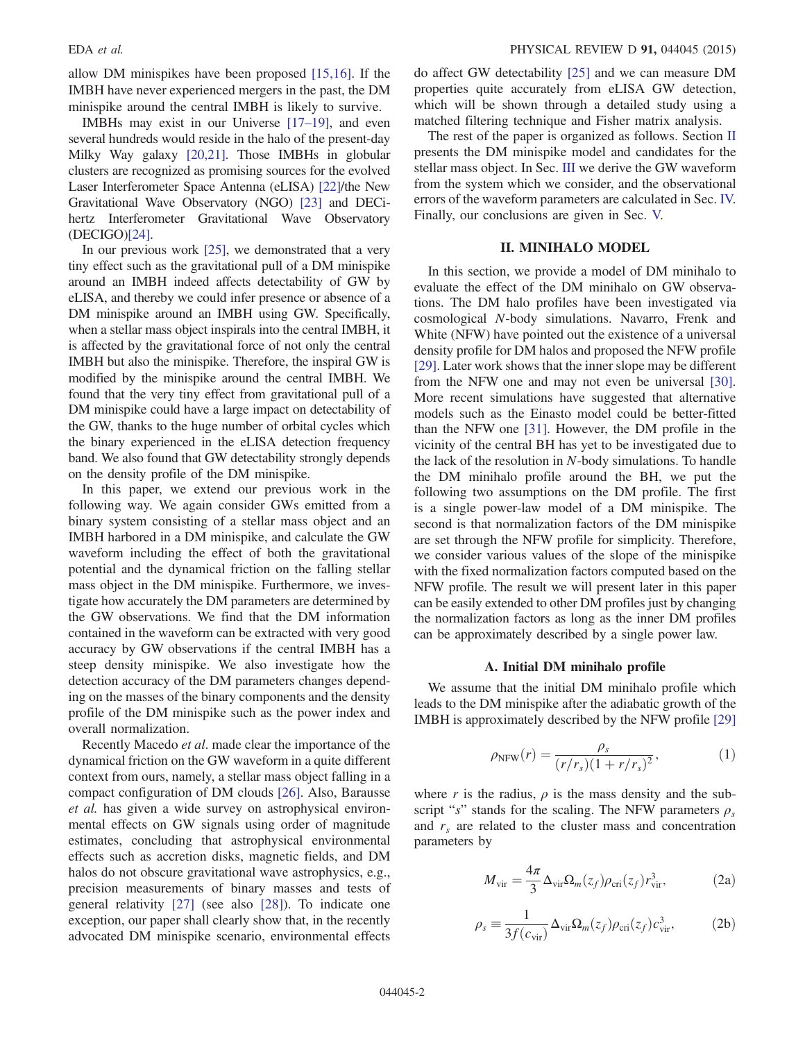allow DM minispikes have been proposed [15,16]. If the IMBH have never experienced mergers in the past, the DM minispike around the central IMBH is likely to survive.

IMBHs may exist in our Universe [17–19], and even several hundreds would reside in the halo of the present-day Milky Way galaxy [20,21]. Those IMBHs in globular clusters are recognized as promising sources for the evolved Laser Interferometer Space Antenna (eLISA) [22]/the New Gravitational Wave Observatory (NGO) [23] and DECi-hertz Interferometer Gravitational Wave Observatory (DECIGO)[24].

In our previous work [25], we demonstrated that a very tiny effect such as the gravitational pull of a DM minispike around an IMBH indeed affects detectability of GW by eLISA, and thereby we could infer presence or absence of a DM minispike around an IMBH using GW. Specifically, when a stellar mass object inspirals into the central IMBH, it is affected by the gravitational force of not only the central IMBH but also the minispike. Therefore, the inspiral GW is modified by the minispike around the central IMBH. We found that the very tiny effect from gravitational pull of a DM minispike could have a large impact on detectability of the GW, thanks to the huge number of orbital cycles which the binary experienced in the eLISA detection frequency band. We also found that GW detectability strongly depends on the density profile of the DM minispike.

In this paper, we extend our previous work in the following way. We again consider GWs emitted from a binary system consisting of a stellar mass object and an IMBH harbored in a DM minispike, and calculate the GW waveform including the effect of both the gravitational potential and the dynamical friction on the falling stellar mass object in the DM minispike. Furthermore, we investigate how accurately the DM parameters are determined by the GW observations. We find that the DM information contained in the waveform can be extracted with very good accuracy by GW observations if the central IMBH has a steep density minispike. We also investigate how the detection accuracy of the DM parameters changes depending on the masses of the binary components and the density profile of the DM minispike such as the power index and overall normalization.

Recently Macedo *et al.* made clear the importance of the dynamical friction on the GW waveform in a quite different context from ours, namely, a stellar mass object falling in a compact configuration of DM clouds [26]. Also, Barausse *et al.* has given a wide survey on astrophysical environmental effects on GW signals using order of magnitude estimates, concluding that astrophysical environmental effects such as accretion disks, magnetic fields, and DM halos do not obscure gravitational wave astrophysics, e.g., precision measurements of binary masses and tests of general relativity [27] (see also [28]). To indicate one exception, our paper shall clearly show that, in the recently advocated DM minispike scenario, environmental effects do affect GW detectability [25] and we can measure DM properties quite accurately from eLISA GW detection, which will be shown through a detailed study using a matched filtering technique and Fisher matrix analysis.

The rest of the paper is organized as follows. Section II presents the DM minispike model and candidates for the stellar mass object. In Sec. III we derive the GW waveform from the system which we consider, and the observational errors of the waveform parameters are calculated in Sec. IV. Finally, our conclusions are given in Sec. V.

## II. MINIHALO MODEL

In this section, we provide a model of DM minihalo to evaluate the effect of the DM minihalo on GW observations. The DM halo profiles have been investigated via cosmological $N$-body simulations. Navarro, Frenk and White (NFW) have pointed out the existence of a universal density profile for DM halos and proposed the NFW profile [29]. Later work shows that the inner slope may be different from the NFW one and may not even be universal [30]. More recent simulations have suggested that alternative models such as the Einasto model could be better-fitted than the NFW one [31]. However, the DM profile in the vicinity of the central BH has yet to be investigated due to the lack of the resolution in $N$-body simulations. To handle the DM minihalo profile around the BH, we put the following two assumptions on the DM profile. The first is a single power-law model of a DM minispike. The second is that normalization factors of the DM minispike are set through the NFW profile for simplicity. Therefore, we consider various values of the slope of the minispike with the fixed normalization factors computed based on the NFW profile. The result we will present later in this paper can be easily extended to other DM profiles just by changing the normalization factors as long as the inner DM profiles can be approximately described by a single power law.

### A. Initial DM minihalo profile

We assume that the initial DM minihalo profile which leads to the DM minispike after the adiabatic growth of the IMBH is approximately described by the NFW profile [29]

$$\rho_{\mathrm{NFW}}(r) = \frac{\rho_s}{(r/r_s)(1+r/r_s)^2}, \tag{1}$$

where $r$ is the radius, $\rho$ is the mass density and the subscript "$s$" stands for the scaling. The NFW parameters $\rho_s$ and $r_s$ are related to the cluster mass and concentration parameters by

$$M_{\mathrm{vir}} = \frac{4\pi}{3}\Delta_{\mathrm{vir}}\Omega_m(z_f)\rho_{\mathrm{cri}}(z_f)r_{\mathrm{vir}}^3, \tag{2a}$$

$$\rho_s \equiv \frac{1}{3f(c_{\mathrm{vir}})}\Delta_{\mathrm{vir}}\Omega_m(z_f)\rho_{\mathrm{cri}}(z_f)c_{\mathrm{vir}}^3, \tag{2b}$$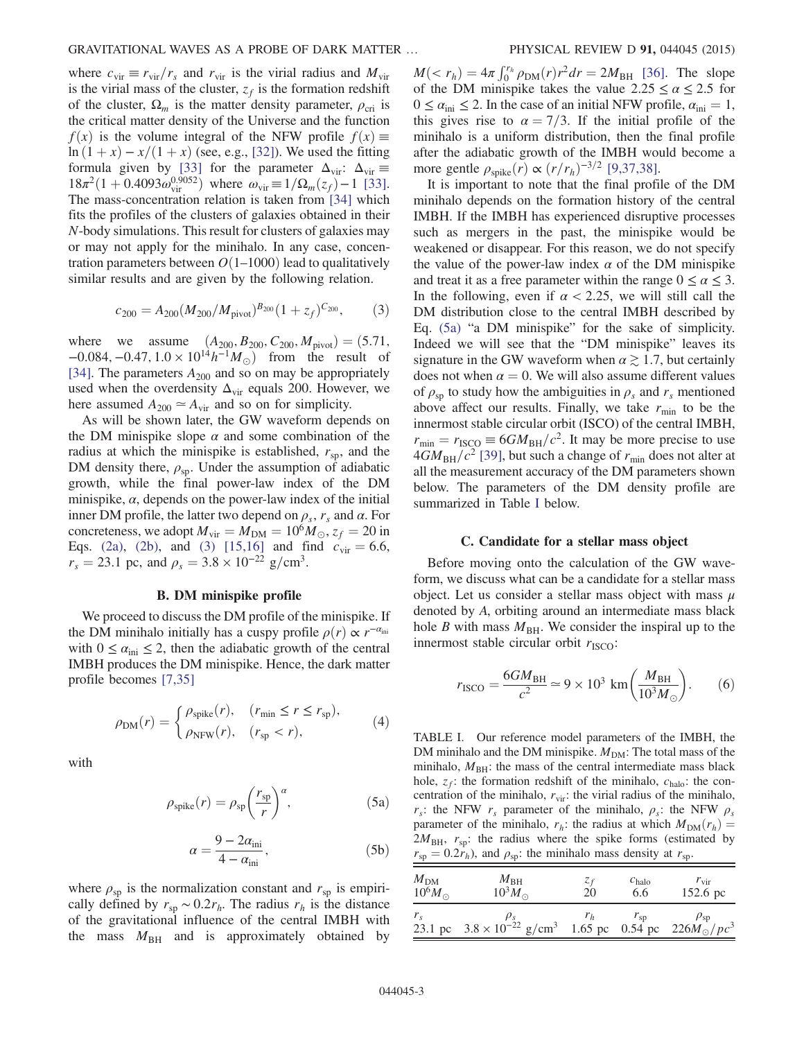where $c_{\rm vir} \equiv r_{\rm vir}/r_s$ and $r_{\rm vir}$ is the virial radius and $M_{\rm vir}$ is the virial mass of the cluster, $z_f$ is the formation redshift of the cluster, $\Omega_m$ is the matter density parameter, $\rho_{\rm cri}$ is the critical matter density of the Universe and the function $f(x)$ is the volume integral of the NFW profile $f(x) \equiv \ln(1+x) - x/(1+x)$ (see, e.g., [32]). We used the fitting formula given by [33] for the parameter $\Delta_{\rm vir}$: $\Delta_{\rm vir} \equiv 18\pi^2(1+0.4093\omega_{\rm vir}^{0.9052})$ where $\omega_{\rm vir} \equiv 1/\Omega_m(z_f) - 1$ [33]. The mass-concentration relation is taken from [34] which fits the profiles of the clusters of galaxies obtained in their $N$-body simulations. This result for clusters of galaxies may or may not apply for the minihalo. In any case, concentration parameters between $O(1\text{–}1000)$ lead to qualitatively similar results and are given by the following relation.

$$c_{200} = A_{200}(M_{200}/M_{\rm pivot})^{B_{200}}(1+z_f)^{C_{200}}, \qquad (3)$$

where we assume $(A_{200}, B_{200}, C_{200}, M_{\rm pivot}) = (5.71, -0.084, -0.47, 1.0 \times 10^{14} h^{-1} M_\odot)$ from the result of [34]. The parameters $A_{200}$ and so on may be appropriately used when the overdensity $\Delta_{\rm vir}$ equals 200. However, we here assumed $A_{200} \simeq A_{\rm vir}$ and so on for simplicity.

As will be shown later, the GW waveform depends on the DM minispike slope $\alpha$ and some combination of the radius at which the minispike is established, $r_{\rm sp}$, and the DM density there, $\rho_{\rm sp}$. Under the assumption of adiabatic growth, while the final power-law index of the DM minispike, $\alpha$, depends on the power-law index of the initial inner DM profile, the latter two depend on $\rho_s$, $r_s$ and $\alpha$. For concreteness, we adopt $M_{\rm vir} = M_{\rm DM} = 10^6 M_\odot$, $z_f = 20$ in Eqs. (2a), (2b), and (3) [15,16] and find $c_{\rm vir} = 6.6$, $r_s = 23.1$ pc, and $\rho_s = 3.8 \times 10^{-22}$ g/cm$^3$.

### B. DM minispike profile

We proceed to discuss the DM profile of the minispike. If the DM minihalo initially has a cuspy profile $\rho(r) \propto r^{-\alpha_{\rm ini}}$ with $0 \le \alpha_{\rm ini} \le 2$, then the adiabatic growth of the central IMBH produces the DM minispike. Hence, the dark matter profile becomes [7,35]

$$\rho_{\rm DM}(r) = \begin{cases} \rho_{\rm spike}(r), & (r_{\rm min} \le r \le r_{\rm sp}), \\ \rho_{\rm NFW}(r), & (r_{\rm sp} < r), \end{cases} \qquad (4)$$

with

$$\rho_{\rm spike}(r) = \rho_{\rm sp}\left(\frac{r_{\rm sp}}{r}\right)^{\alpha}, \qquad (5a)$$

$$\alpha = \frac{9 - 2\alpha_{\rm ini}}{4 - \alpha_{\rm ini}}, \qquad (5b)$$

where $\rho_{\rm sp}$ is the normalization constant and $r_{\rm sp}$ is empirically defined by $r_{\rm sp} \sim 0.2 r_h$. The radius $r_h$ is the distance of the gravitational influence of the central IMBH with the mass $M_{\rm BH}$ and is approximately obtained by $M(<r_h) = 4\pi\int_0^{r_h}\rho_{\rm DM}(r)r^2 dr = 2M_{\rm BH}$ [36]. The slope of the DM minispike takes the value $2.25 \le \alpha \le 2.5$ for $0 \le \alpha_{\rm ini} \le 2$. In the case of an initial NFW profile, $\alpha_{\rm ini} = 1$, this gives rise to $\alpha = 7/3$. If the initial profile of the minihalo is a uniform distribution, then the final profile after the adiabatic growth of the IMBH would become a more gentle $\rho_{\rm spike}(r) \propto (r/r_h)^{-3/2}$ [9,37,38].

It is important to note that the final profile of the DM minihalo depends on the formation history of the central IMBH. If the IMBH has experienced disruptive processes such as mergers in the past, the minispike would be weakened or disappear. For this reason, we do not specify the value of the power-law index $\alpha$ of the DM minispike and treat it as a free parameter within the range $0 \le \alpha \le 3$. In the following, even if $\alpha < 2.25$, we will still call the DM distribution close to the central IMBH described by Eq. (5a) "a DM minispike" for the sake of simplicity. Indeed we will see that the "DM minispike" leaves its signature in the GW waveform when $\alpha \gtrsim 1.7$, but certainly does not when $\alpha = 0$. We will also assume different values of $\rho_{\rm sp}$ to study how the ambiguities in $\rho_s$ and $r_s$ mentioned above affect our results. Finally, we take $r_{\rm min}$ to be the innermost stable circular orbit (ISCO) of the central IMBH, $r_{\rm min} = r_{\rm ISCO} \equiv 6GM_{\rm BH}/c^2$. It may be more precise to use $4GM_{\rm BH}/c^2$ [39], but such a change of $r_{\rm min}$ does not alter at all the measurement accuracy of the DM parameters shown below. The parameters of the DM density profile are summarized in Table I below.

### C. Candidate for a stellar mass object

Before moving onto the calculation of the GW waveform, we discuss what can be a candidate for a stellar mass object. Let us consider a stellar mass object with mass $\mu$ denoted by $A$, orbiting around an intermediate mass black hole $B$ with mass $M_{\rm BH}$. We consider the inspiral up to the innermost stable circular orbit $r_{\rm ISCO}$:

$$r_{\rm ISCO} = \frac{6GM_{\rm BH}}{c^2} \simeq 9 \times 10^3 \text{ km}\left(\frac{M_{\rm BH}}{10^3 M_\odot}\right). \qquad (6)$$

TABLE I. Our reference model parameters of the IMBH, the DM minihalo and the DM minispike. $M_{\rm DM}$: The total mass of the minihalo, $M_{\rm BH}$: the mass of the central intermediate mass black hole, $z_f$: the formation redshift of the minihalo, $c_{\rm halo}$: the concentration of the minihalo, $r_{\rm vir}$: the virial radius of the minihalo, $r_s$: the NFW $r_s$ parameter of the minihalo, $\rho_s$: the NFW $\rho_s$ parameter of the minihalo, $r_h$: the radius at which $M_{\rm DM}(r_h) = 2M_{\rm BH}$, $r_{\rm sp}$: the radius where the spike forms (estimated by $r_{\rm sp} = 0.2 r_h$), and $\rho_{\rm sp}$: the minihalo mass density at $r_{\rm sp}$.

| $M_{\rm DM}$ | $M_{\rm BH}$ | $z_f$ | $c_{\rm halo}$ | $r_{\rm vir}$ |
|---|---|---|---|---|
| $10^6 M_\odot$ | $10^3 M_\odot$ | 20 | 6.6 | 152.6 pc |
| $r_s$ | $\rho_s$ | $r_h$ | $r_{\rm sp}$ | $\rho_{\rm sp}$ |
| 23.1 pc | $3.8 \times 10^{-22}$ g/cm$^3$ | 1.65 pc | 0.54 pc | $226 M_\odot/pc^3$ |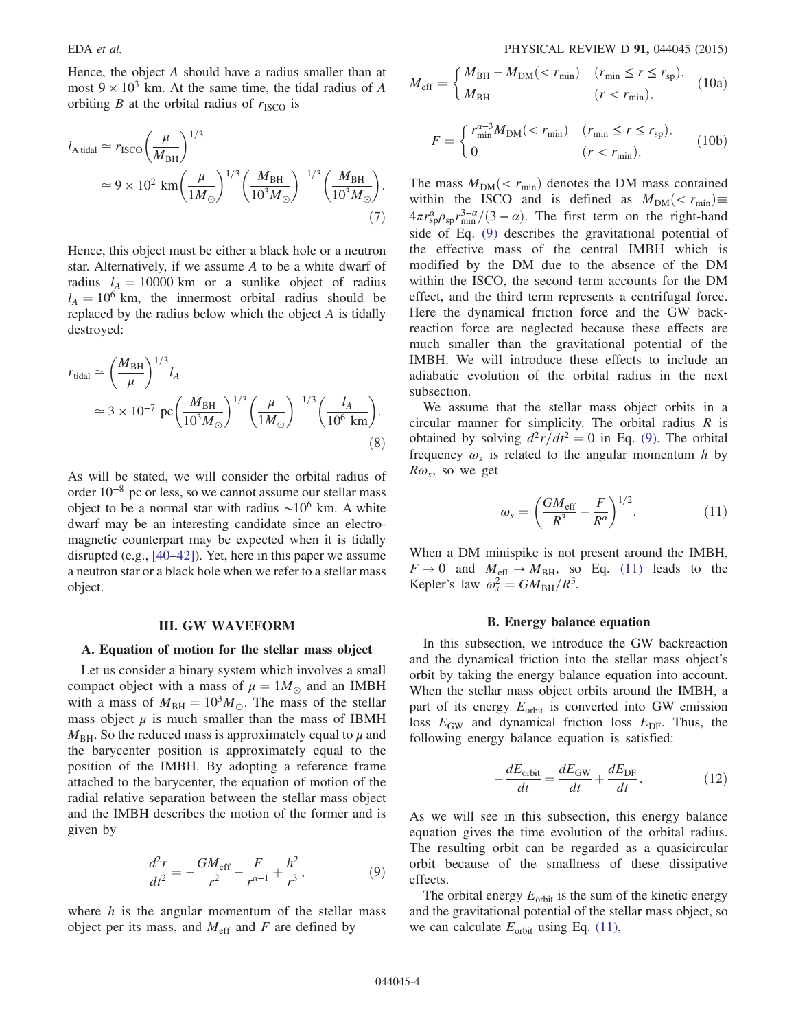Hence, the object $A$ should have a radius smaller than at most $9 \times 10^3$ km. At the same time, the tidal radius of $A$ orbiting $B$ at the orbital radius of $r_{\rm ISCO}$ is

$$l_{\rm A\,tidal} \simeq r_{\rm ISCO}\left(\frac{\mu}{M_{\rm BH}}\right)^{1/3} \simeq 9 \times 10^2\ {\rm km}\left(\frac{\mu}{1M_\odot}\right)^{1/3}\left(\frac{M_{\rm BH}}{10^3M_\odot}\right)^{-1/3}\left(\frac{M_{\rm BH}}{10^3M_\odot}\right). \tag{7}$$

Hence, this object must be either a black hole or a neutron star. Alternatively, if we assume $A$ to be a white dwarf of radius $l_A = 10000$ km or a sunlike object of radius $l_A = 10^6$ km, the innermost orbital radius should be replaced by the radius below which the object $A$ is tidally destroyed:

$$r_{\rm tidal} \simeq \left(\frac{M_{\rm BH}}{\mu}\right)^{1/3} l_A \simeq 3 \times 10^{-7}\ {\rm pc}\left(\frac{M_{\rm BH}}{10^3M_\odot}\right)^{1/3}\left(\frac{\mu}{1M_\odot}\right)^{-1/3}\left(\frac{l_A}{10^6\ {\rm km}}\right). \tag{8}$$

As will be stated, we will consider the orbital radius of order $10^{-8}$ pc or less, so we cannot assume our stellar mass object to be a normal star with radius $\sim 10^6$ km. A white dwarf may be an interesting candidate since an electromagnetic counterpart may be expected when it is tidally disrupted (e.g., [40–42]). Yet, here in this paper we assume a neutron star or a black hole when we refer to a stellar mass object.

## III. GW WAVEFORM

### A. Equation of motion for the stellar mass object

Let us consider a binary system which involves a small compact object with a mass of $\mu = 1M_\odot$ and an IMBH with a mass of $M_{\rm BH} = 10^3M_\odot$. The mass of the stellar mass object $\mu$ is much smaller than the mass of IBMH $M_{\rm BH}$. So the reduced mass is approximately equal to $\mu$ and the barycenter position is approximately equal to the position of the IMBH. By adopting a reference frame attached to the barycenter, the equation of motion of the radial relative separation between the stellar mass object and the IMBH describes the motion of the former and is given by

$$\frac{d^2r}{dt^2} = -\frac{GM_{\rm eff}}{r^2} - \frac{F}{r^{\alpha-1}} + \frac{h^2}{r^3}, \tag{9}$$

where $h$ is the angular momentum of the stellar mass object per its mass, and $M_{\rm eff}$ and $F$ are defined by

$$M_{\rm eff} = \begin{cases} M_{\rm BH} - M_{\rm DM}(<r_{\rm min}) & (r_{\rm min} \le r \le r_{\rm sp}), \\ M_{\rm BH} & (r < r_{\rm min}), \end{cases} \tag{10a}$$

$$F = \begin{cases} r_{\rm min}^{\alpha-3} M_{\rm DM}(<r_{\rm min}) & (r_{\rm min} \le r \le r_{\rm sp}), \\ 0 & (r < r_{\rm min}). \end{cases} \tag{10b}$$

The mass $M_{\rm DM}(<r_{\rm min})$ denotes the DM mass contained within the ISCO and is defined as $M_{\rm DM}(<r_{\rm min}) \equiv 4\pi r_{\rm sp}^\alpha \rho_{\rm sp} r_{\rm min}^{3-\alpha}/(3-\alpha)$. The first term on the right-hand side of Eq. (9) describes the gravitational potential of the effective mass of the central IMBH which is modified by the DM due to the absence of the DM within the ISCO, the second term accounts for the DM effect, and the third term represents a centrifugal force. Here the dynamical friction force and the GW backreaction force are neglected because these effects are much smaller than the gravitational potential of the IMBH. We will introduce these effects to include an adiabatic evolution of the orbital radius in the next subsection.

We assume that the stellar mass object orbits in a circular manner for simplicity. The orbital radius $R$ is obtained by solving $d^2r/dt^2 = 0$ in Eq. (9). The orbital frequency $\omega_s$ is related to the angular momentum $h$ by $R\omega_s$, so we get

$$\omega_s = \left(\frac{GM_{\rm eff}}{R^3} + \frac{F}{R^\alpha}\right)^{1/2}. \tag{11}$$

When a DM minispike is not present around the IMBH, $F \to 0$ and $M_{\rm eff} \to M_{\rm BH}$, so Eq. (11) leads to the Kepler's law $\omega_s^2 = GM_{\rm BH}/R^3$.

### B. Energy balance equation

In this subsection, we introduce the GW backreaction and the dynamical friction into the stellar mass object's orbit by taking the energy balance equation into account. When the stellar mass object orbits around the IMBH, a part of its energy $E_{\rm orbit}$ is converted into GW emission loss $E_{\rm GW}$ and dynamical friction loss $E_{\rm DF}$. Thus, the following energy balance equation is satisfied:

$$-\frac{dE_{\rm orbit}}{dt} = \frac{dE_{\rm GW}}{dt} + \frac{dE_{\rm DF}}{dt}. \tag{12}$$

As we will see in this subsection, this energy balance equation gives the time evolution of the orbital radius. The resulting orbit can be regarded as a quasicircular orbit because of the smallness of these dissipative effects.

The orbital energy $E_{\rm orbit}$ is the sum of the kinetic energy and the gravitational potential of the stellar mass object, so we can calculate $E_{\rm orbit}$ using Eq. (11),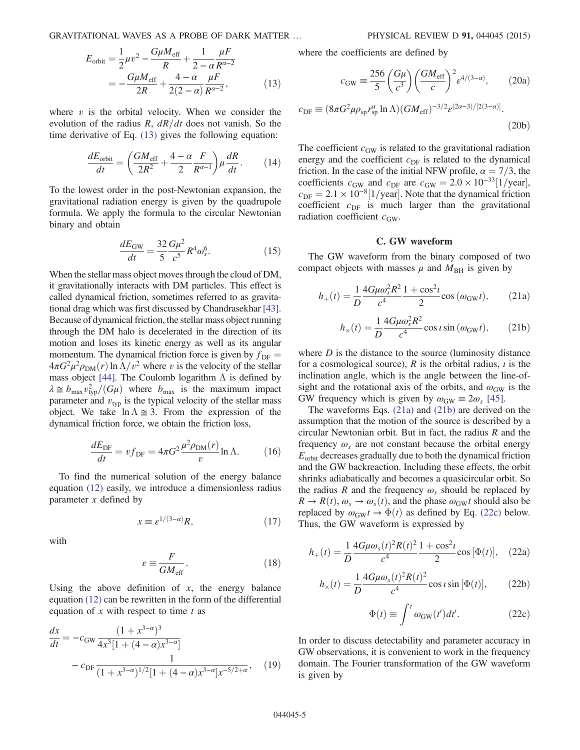$$E_{\rm orbit} = \frac{1}{2}\mu v^2 - \frac{G\mu M_{\rm eff}}{R} + \frac{1}{2-\alpha}\frac{\mu F}{R^{\alpha-2}}$$
$$= -\frac{G\mu M_{\rm eff}}{2R} + \frac{4-\alpha}{2(2-\alpha)}\frac{\mu F}{R^{\alpha-2}}, \qquad (13)$$

where $v$ is the orbital velocity. When we consider the evolution of the radius $R$, $dR/dt$ does not vanish. So the time derivative of Eq. (13) gives the following equation:

$$\frac{dE_{\rm orbit}}{dt} = \left(\frac{GM_{\rm eff}}{2R^2} + \frac{4-\alpha}{2}\frac{F}{R^{\alpha-1}}\right)\mu\frac{dR}{dt}. \qquad (14)$$

To the lowest order in the post-Newtonian expansion, the gravitational radiation energy is given by the quadrupole formula. We apply the formula to the circular Newtonian binary and obtain

$$\frac{dE_{\rm GW}}{dt} = \frac{32}{5}\frac{G\mu^2}{c^5}R^4\omega_s^6. \qquad (15)$$

When the stellar mass object moves through the cloud of DM, it gravitationally interacts with DM particles. This effect is called dynamical friction, sometimes referred to as gravitational drag which was first discussed by Chandrasekhar [43]. Because of dynamical friction, the stellar mass object running through the DM halo is decelerated in the direction of its motion and loses its kinetic energy as well as its angular momentum. The dynamical friction force is given by $f_{\rm DF} = 4\pi G^2\mu^2\rho_{\rm DM}(r)\ln\Lambda/v^2$ where $v$ is the velocity of the stellar mass object [44]. The Coulomb logarithm $\Lambda$ is defined by $\lambda \cong b_{\rm max}v_{\rm typ}^2/(G\mu)$ where $b_{\rm max}$ is the maximum impact parameter and $v_{\rm typ}$ is the typical velocity of the stellar mass object. We take $\ln\Lambda \cong 3$. From the expression of the dynamical friction force, we obtain the friction loss,

$$\frac{dE_{\rm DF}}{dt} = vf_{\rm DF} = 4\pi G^2\frac{\mu^2\rho_{\rm DM}(r)}{v}\ln\Lambda. \qquad (16)$$

To find the numerical solution of the energy balance equation (12) easily, we introduce a dimensionless radius parameter $x$ defined by

$$x \equiv \varepsilon^{1/(3-\alpha)}R, \qquad (17)$$

with

$$\varepsilon \equiv \frac{F}{GM_{\rm eff}}. \qquad (18)$$

Using the above definition of $x$, the energy balance equation (12) can be rewritten in the form of the differential equation of $x$ with respect to time $t$ as

$$\frac{dx}{dt} = -c_{\rm GW}\frac{(1+x^{3-\alpha})^3}{4x^3[1+(4-\alpha)x^{3-\alpha}]} - c_{\rm DF}\frac{1}{(1+x^{3-\alpha})^{1/2}[1+(4-\alpha)x^{3-\alpha}]x^{-5/2+\alpha}}, \qquad (19)$$

where the coefficients are defined by

$$c_{\rm GW} \equiv \frac{256}{5}\left(\frac{G\mu}{c^3}\right)\left(\frac{GM_{\rm eff}}{c}\right)^2\varepsilon^{4/(3-\alpha)}, \qquad (20a)$$

$$c_{\rm DF} \equiv (8\pi G^2\mu\rho_{\rm sp}r_{\rm sp}^{\alpha}\ln\Lambda)(GM_{\rm eff})^{-3/2}\varepsilon^{(2\alpha-3)/[2(3-\alpha)]}. \qquad (20b)$$

The coefficient $c_{\rm GW}$ is related to the gravitational radiation energy and the coefficient $c_{\rm DF}$ is related to the dynamical friction. In the case of the initial NFW profile, $\alpha = 7/3$, the coefficients $c_{\rm GW}$ and $c_{\rm DF}$ are $c_{\rm GW} = 2.0\times10^{-33}$[1/year], $c_{\rm DF} = 2.1\times10^{-8}$[1/year]. Note that the dynamical friction coefficient $c_{\rm DF}$ is much larger than the gravitational radiation coefficient $c_{\rm GW}$.

### C. GW waveform

The GW waveform from the binary composed of two compact objects with masses $\mu$ and $M_{\rm BH}$ is given by

$$h_+(t) = \frac{1}{D}\frac{4G\mu\omega_s^2R^2}{c^4}\frac{1+\cos^2\iota}{2}\cos(\omega_{\rm GW}t), \qquad (21a)$$

$$h_\times(t) = \frac{1}{D}\frac{4G\mu\omega_s^2R^2}{c^4}\cos\iota\sin(\omega_{\rm GW}t), \qquad (21b)$$

where $D$ is the distance to the source (luminosity distance for a cosmological source), $R$ is the orbital radius, $\iota$ is the inclination angle, which is the angle between the line-of-sight and the rotational axis of the orbits, and $\omega_{\rm GW}$ is the GW frequency which is given by $\omega_{\rm GW} \equiv 2\omega_s$ [45].

The waveforms Eqs. (21a) and (21b) are derived on the assumption that the motion of the source is described by a circular Newtonian orbit. But in fact, the radius $R$ and the frequency $\omega_s$ are not constant because the orbital energy $E_{\rm orbit}$ decreases gradually due to both the dynamical friction and the GW backreaction. Including these effects, the orbit shrinks adiabatically and becomes a quasicircular orbit. So the radius $R$ and the frequency $\omega_s$ should be replaced by $R \to R(t)$, $\omega_s \to \omega_s(t)$, and the phase $\omega_{\rm GW}t$ should also be replaced by $\omega_{\rm GW}t \to \Phi(t)$ as defined by Eq. (22c) below. Thus, the GW waveform is expressed by

$$h_+(t) = \frac{1}{D}\frac{4G\mu\omega_s(t)^2R(t)^2}{c^4}\frac{1+\cos^2\iota}{2}\cos[\Phi(t)], \qquad (22a)$$

$$h_\times(t) = \frac{1}{D}\frac{4G\mu\omega_s(t)^2R(t)^2}{c^4}\cos\iota\sin[\Phi(t)], \qquad (22b)$$

$$\Phi(t) \equiv \int^t \omega_{\rm GW}(t')dt'. \qquad (22c)$$

In order to discuss detectability and parameter accuracy in GW observations, it is convenient to work in the frequency domain. The Fourier transformation of the GW waveform is given by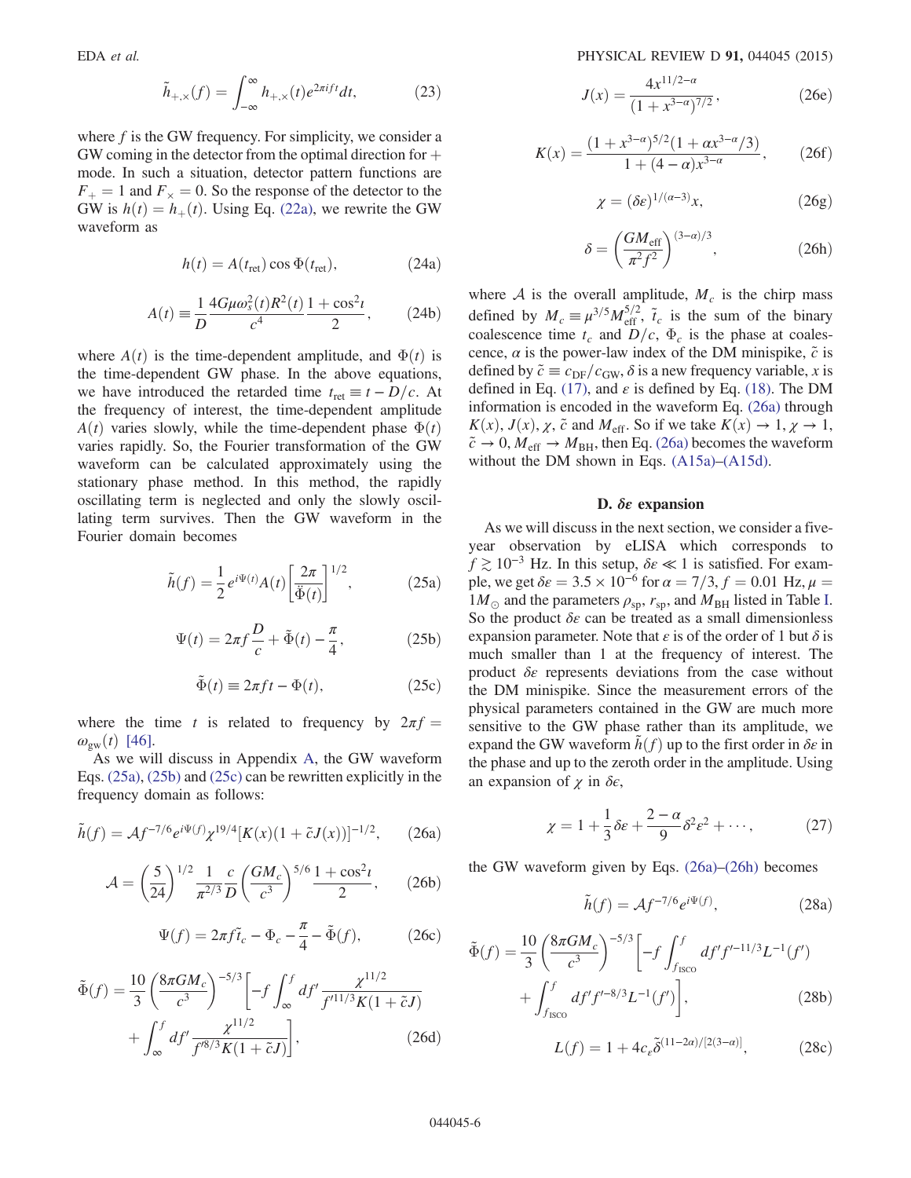$$\tilde{h}_{+,\times}(f) = \int_{-\infty}^{\infty} h_{+,\times}(t) e^{2\pi i f t} dt, \tag{23}$$

where $f$ is the GW frequency. For simplicity, we consider a GW coming in the detector from the optimal direction for $+$ mode. In such a situation, detector pattern functions are $F_+ = 1$ and $F_\times = 0$. So the response of the detector to the GW is $h(t) = h_+(t)$. Using Eq. (22a), we rewrite the GW waveform as

$$h(t) = A(t_{\rm ret}) \cos \Phi(t_{\rm ret}), \tag{24a}$$

$$A(t) \equiv \frac{1}{D} \frac{4G\mu \omega_s^2(t) R^2(t)}{c^4} \frac{1+\cos^2 \iota}{2}, \tag{24b}$$

where $A(t)$ is the time-dependent amplitude, and $\Phi(t)$ is the time-dependent GW phase. In the above equations, we have introduced the retarded time $t_{\rm ret} \equiv t - D/c$. At the frequency of interest, the time-dependent amplitude $A(t)$ varies slowly, while the time-dependent phase $\Phi(t)$ varies rapidly. So, the Fourier transformation of the GW waveform can be calculated approximately using the stationary phase method. In this method, the rapidly oscillating term is neglected and only the slowly oscillating term survives. Then the GW waveform in the Fourier domain becomes

$$\tilde{h}(f) = \frac{1}{2} e^{i\Psi(t)} A(t) \left[\frac{2\pi}{\ddot{\Phi}(t)}\right]^{1/2}, \tag{25a}$$

$$\Psi(t) = 2\pi f \frac{D}{c} + \tilde{\Phi}(t) - \frac{\pi}{4}, \tag{25b}$$

$$\tilde{\Phi}(t) \equiv 2\pi f t - \Phi(t), \tag{25c}$$

where the time $t$ is related to frequency by $2\pi f = \omega_{\rm gw}(t)$ [46].

As we will discuss in Appendix A, the GW waveform Eqs. (25a), (25b) and (25c) can be rewritten explicitly in the frequency domain as follows:

$$\tilde{h}(f) = \mathcal{A} f^{-7/6} e^{i\Psi(f)} \chi^{19/4} [K(x)(1 + \tilde{c} J(x))]^{-1/2}, \tag{26a}$$

$$\mathcal{A} = \left(\frac{5}{24}\right)^{1/2} \frac{1}{\pi^{2/3}} \frac{c}{D} \left(\frac{GM_c}{c^3}\right)^{5/6} \frac{1+\cos^2 \iota}{2}, \tag{26b}$$

$$\Psi(f) = 2\pi f \tilde{t}_c - \Phi_c - \frac{\pi}{4} - \tilde{\Phi}(f), \tag{26c}$$

$$\tilde{\Phi}(f) = \frac{10}{3} \left(\frac{8\pi G M_c}{c^3}\right)^{-5/3} \left[-f \int_\infty^f df' \frac{\chi^{11/2}}{f'^{11/3} K(1+\tilde{c}J)} + \int_\infty^f df' \frac{\chi^{11/2}}{f'^{8/3} K(1+\tilde{c}J)}\right], \tag{26d}$$

$$J(x) = \frac{4x^{11/2-\alpha}}{(1+x^{3-\alpha})^{7/2}}, \tag{26e}$$

$$K(x) = \frac{(1+x^{3-\alpha})^{5/2}(1+\alpha x^{3-\alpha}/3)}{1+(4-\alpha)x^{3-\alpha}}, \tag{26f}$$

$$\chi = (\delta\varepsilon)^{1/(\alpha-3)} x, \tag{26g}$$

$$\delta = \left(\frac{GM_{\rm eff}}{\pi^2 f^2}\right)^{(3-\alpha)/3}, \tag{26h}$$

where $\mathcal{A}$ is the overall amplitude, $M_c$ is the chirp mass defined by $M_c \equiv \mu^{3/5} M_{\rm eff}^{5/2}$, $\tilde{t}_c$ is the sum of the binary coalescence time $t_c$ and $D/c$, $\Phi_c$ is the phase at coalescence, $\alpha$ is the power-law index of the DM minispike, $\tilde{c}$ is defined by $\tilde{c} \equiv c_{\rm DF}/c_{\rm GW}$, $\delta$ is a new frequency variable, $x$ is defined in Eq. (17), and $\varepsilon$ is defined by Eq. (18). The DM information is encoded in the waveform Eq. (26a) through $K(x)$, $J(x)$, $\chi$, $\tilde{c}$ and $M_{\rm eff}$. So if we take $K(x) \to 1$, $\chi \to 1$, $\tilde{c} \to 0$, $M_{\rm eff} \to M_{\rm BH}$, then Eq. (26a) becomes the waveform without the DM shown in Eqs. (A15a)–(A15d).

### D. $\delta\varepsilon$ expansion

As we will discuss in the next section, we consider a five-year observation by eLISA which corresponds to $f \gtrsim 10^{-3}$ Hz. In this setup, $\delta\varepsilon \ll 1$ is satisfied. For example, we get $\delta\varepsilon = 3.5 \times 10^{-6}$ for $\alpha = 7/3$, $f = 0.01$ Hz, $\mu = 1 M_\odot$ and the parameters $\rho_{\rm sp}$, $r_{\rm sp}$, and $M_{\rm BH}$ listed in Table I. So the product $\delta\varepsilon$ can be treated as a small dimensionless expansion parameter. Note that $\varepsilon$ is of the order of 1 but $\delta$ is much smaller than 1 at the frequency of interest. The product $\delta\varepsilon$ represents deviations from the case without the DM minispike. Since the measurement errors of the physical parameters contained in the GW are much more sensitive to the GW phase rather than its amplitude, we expand the GW waveform $\tilde{h}(f)$ up to the first order in $\delta\varepsilon$ in the phase and up to the zeroth order in the amplitude. Using an expansion of $\chi$ in $\delta\varepsilon$,

$$\chi = 1 + \frac{1}{3}\delta\varepsilon + \frac{2-\alpha}{9}\delta^2\varepsilon^2 + \cdots, \tag{27}$$

the GW waveform given by Eqs. (26a)–(26h) becomes

$$\tilde{h}(f) = \mathcal{A} f^{-7/6} e^{i\Psi(f)}, \tag{28a}$$

$$\tilde{\Phi}(f) = \frac{10}{3} \left(\frac{8\pi G M_c}{c^3}\right)^{-5/3} \left[-f \int_{f_{\rm ISCO}}^f df' f'^{-11/3} L^{-1}(f') + \int_{f_{\rm ISCO}}^f df' f'^{-8/3} L^{-1}(f')\right], \tag{28b}$$

$$L(f) = 1 + 4 c_\varepsilon \tilde{\delta}^{(11-2\alpha)/[2(3-\alpha)]}, \tag{28c}$$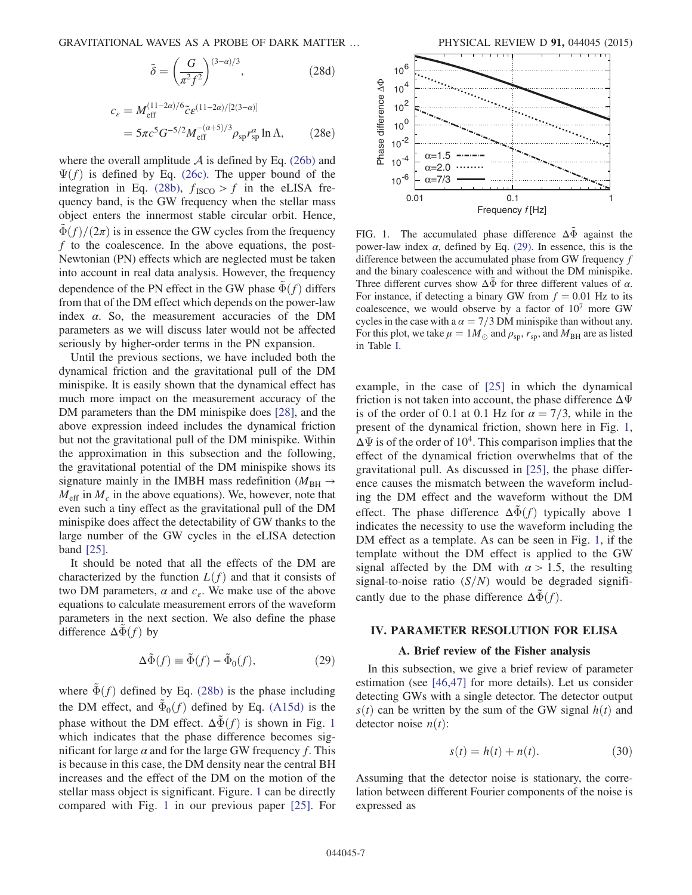$$\tilde{\delta} = \left(\frac{G}{\pi^2 f^2}\right)^{(3-\alpha)/3}, \tag{28d}$$

$$c_\varepsilon = M_{\rm eff}^{(11-2\alpha)/6} \tilde{c}\varepsilon^{(11-2\alpha)/[2(3-\alpha)]}$$
$$= 5\pi c^5 G^{-5/2} M_{\rm eff}^{-(\alpha+5)/3} \rho_{\rm sp} r_{\rm sp}^{\alpha} \ln\Lambda, \tag{28e}$$

where the overall amplitude $\mathcal{A}$ is defined by Eq. (26b) and $\Psi(f)$ is defined by Eq. (26c). The upper bound of the integration in Eq. (28b), $f_{\rm ISCO} > f$ in the eLISA frequency band, is the GW frequency when the stellar mass object enters the innermost stable circular orbit. Hence, $\tilde{\Phi}(f)/(2\pi)$ is in essence the GW cycles from the frequency $f$ to the coalescence. In the above equations, the post-Newtonian (PN) effects which are neglected must be taken into account in real data analysis. However, the frequency dependence of the PN effect in the GW phase $\tilde{\Phi}(f)$ differs from that of the DM effect which depends on the power-law index $\alpha$. So, the measurement accuracies of the DM parameters as we will discuss later would not be affected seriously by higher-order terms in the PN expansion.

Until the previous sections, we have included both the dynamical friction and the gravitational pull of the DM minispike. It is easily shown that the dynamical effect has much more impact on the measurement accuracy of the DM parameters than the DM minispike does [28], and the above expression indeed includes the dynamical friction but not the gravitational pull of the DM minispike. Within the approximation in this subsection and the following, the gravitational potential of the DM minispike shows its signature mainly in the IMBH mass redefinition ($M_{\rm BH} \to M_{\rm eff}$ in $M_c$ in the above equations). We, however, note that even such a tiny effect as the gravitational pull of the DM minispike does affect the detectability of GW thanks to the large number of the GW cycles in the eLISA detection band [25].

It should be noted that all the effects of the DM are characterized by the function $L(f)$ and that it consists of two DM parameters, $\alpha$ and $c_\varepsilon$. We make use of the above equations to calculate measurement errors of the waveform parameters in the next section. We also define the phase difference $\Delta\tilde{\Phi}(f)$ by

$$\Delta\tilde{\Phi}(f) \equiv \tilde{\Phi}(f) - \tilde{\Phi}_0(f), \tag{29}$$

where $\tilde{\Phi}(f)$ defined by Eq. (28b) is the phase including the DM effect, and $\tilde{\Phi}_0(f)$ defined by Eq. (A15d) is the phase without the DM effect. $\Delta\tilde{\Phi}(f)$ is shown in Fig. 1 which indicates that the phase difference becomes significant for large $\alpha$ and for the large GW frequency $f$. This is because in this case, the DM density near the central BH increases and the effect of the DM on the motion of the stellar mass object is significant. Figure. 1 can be directly compared with Fig. 1 in our previous paper [25]. For example, in the case of [25] in which the dynamical friction is not taken into account, the phase difference $\Delta\Psi$ is of the order of 0.1 at 0.1 Hz for $\alpha = 7/3$, while in the present of the dynamical friction, shown here in Fig. 1, $\Delta\Psi$ is of the order of $10^4$. This comparison implies that the effect of the dynamical friction overwhelms that of the gravitational pull. As discussed in [25], the phase difference causes the mismatch between the waveform including the DM effect and the waveform without the DM effect. The phase difference $\Delta\tilde{\Phi}(f)$ typically above 1 indicates the necessity to use the waveform including the DM effect as a template. As can be seen in Fig. 1, if the template without the DM effect is applied to the GW signal affected by the DM with $\alpha > 1.5$, the resulting signal-to-noise ratio ($S/N$) would be degraded significantly due to the phase difference $\Delta\tilde{\Phi}(f)$.

Phase difference ΔΦ
$10^6$
$10^4$
$10^2$
$10^0$
$10^{-2}$
$10^{-4}$
$10^{-6}$
α=1.5
α=2.0
α=7/3
0.01
0.1
1
Frequency $f$ [Hz]

FIG. 1. The accumulated phase difference $\Delta\tilde{\Phi}$ against the power-law index $\alpha$, defined by Eq. (29). In essence, this is the difference between the accumulated phase from GW frequency $f$ and the binary coalescence with and without the DM minispike. Three different curves show $\Delta\tilde{\Phi}$ for three different values of $\alpha$. For instance, if detecting a binary GW from $f = 0.01$ Hz to its coalescence, we would observe by a factor of $10^7$ more GW cycles in the case with a $\alpha = 7/3$ DM minispike than without any. For this plot, we take $\mu = 1M_\odot$ and $\rho_{\rm sp}$, $r_{\rm sp}$, and $M_{\rm BH}$ are as listed in Table I.

## IV. PARAMETER RESOLUTION FOR ELISA

### A. Brief review of the Fisher analysis

In this subsection, we give a brief review of parameter estimation (see [46,47] for more details). Let us consider detecting GWs with a single detector. The detector output $s(t)$ can be written by the sum of the GW signal $h(t)$ and detector noise $n(t)$:

$$s(t) = h(t) + n(t). \tag{30}$$

Assuming that the detector noise is stationary, the correlation between different Fourier components of the noise is expressed as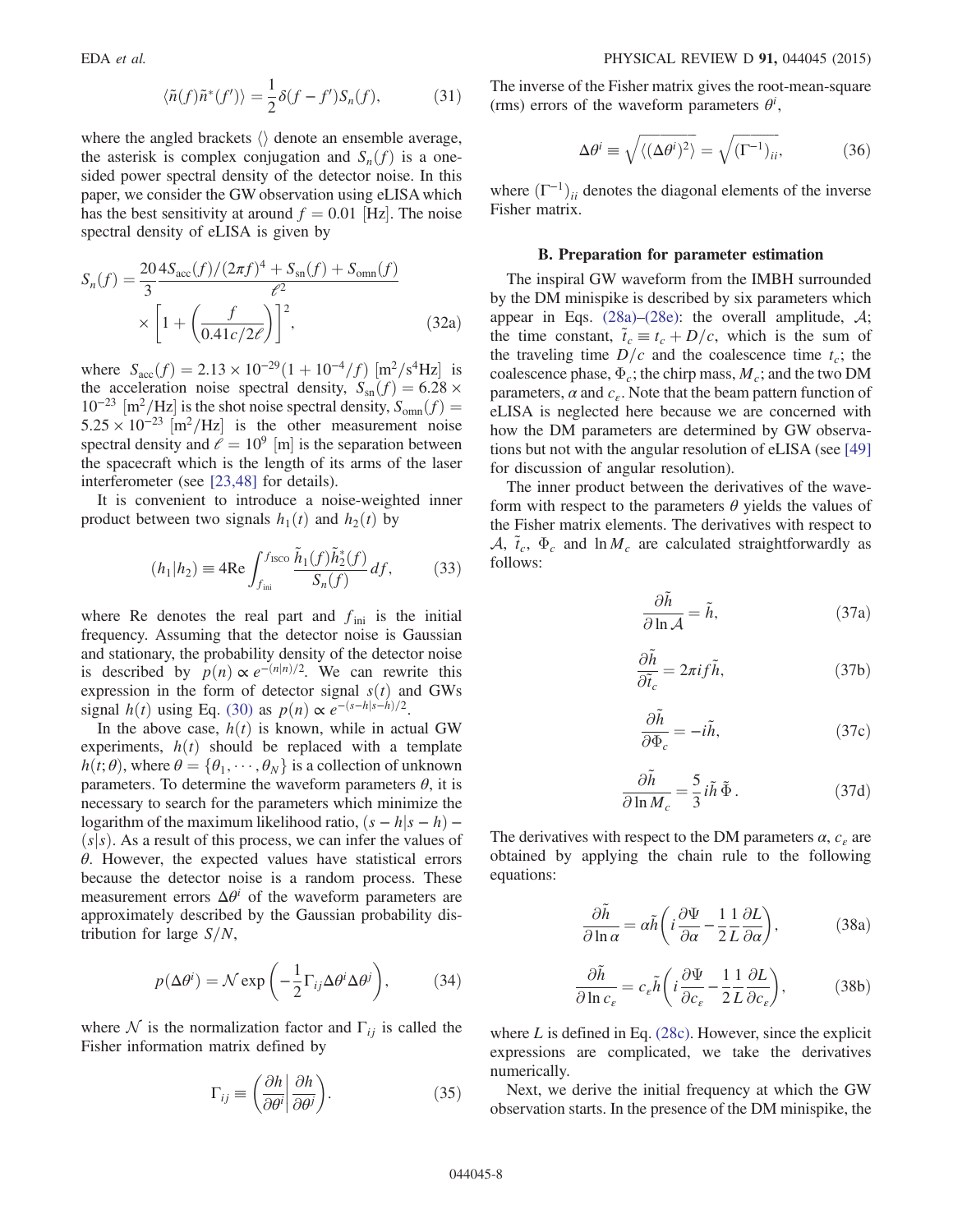$$\langle \tilde{n}(f)\tilde{n}^*(f')\rangle = \frac{1}{2}\delta(f-f')S_n(f), \tag{31}$$

where the angled brackets $\langle\rangle$ denote an ensemble average, the asterisk is complex conjugation and $S_n(f)$ is a one-sided power spectral density of the detector noise. In this paper, we consider the GW observation using eLISA which has the best sensitivity at around $f = 0.01$ [Hz]. The noise spectral density of eLISA is given by

$$S_n(f) = \frac{20}{3}\frac{4S_{\mathrm{acc}}(f)/(2\pi f)^4 + S_{\mathrm{sn}}(f) + S_{\mathrm{omn}}(f)}{\ell^2} \times \left[1 + \left(\frac{f}{0.41c/2\ell}\right)\right]^2, \tag{32a}$$

where $S_{\mathrm{acc}}(f) = 2.13\times 10^{-29}(1 + 10^{-4}/f)$ [m$^2$/s$^4$Hz] is the acceleration noise spectral density, $S_{\mathrm{sn}}(f) = 6.28\times 10^{-23}$ [m$^2$/Hz] is the shot noise spectral density, $S_{\mathrm{omn}}(f) = 5.25\times 10^{-23}$ [m$^2$/Hz] is the other measurement noise spectral density and $\ell = 10^9$ [m] is the separation between the spacecraft which is the length of its arms of the laser interferometer (see [23,48] for details).

It is convenient to introduce a noise-weighted inner product between two signals $h_1(t)$ and $h_2(t)$ by

$$(h_1|h_2) \equiv 4\mathrm{Re}\int_{f_{\mathrm{ini}}}^{f_{\mathrm{ISCO}}} \frac{\tilde{h}_1(f)\tilde{h}_2^*(f)}{S_n(f)}df, \tag{33}$$

where Re denotes the real part and $f_{\mathrm{ini}}$ is the initial frequency. Assuming that the detector noise is Gaussian and stationary, the probability density of the detector noise is described by $p(n) \propto e^{-(n|n)/2}$. We can rewrite this expression in the form of detector signal $s(t)$ and GWs signal $h(t)$ using Eq. (30) as $p(n) \propto e^{-(s-h|s-h)/2}$.

In the above case, $h(t)$ is known, while in actual GW experiments, $h(t)$ should be replaced with a template $h(t;\theta)$, where $\theta = \{\theta_1, \cdots, \theta_N\}$ is a collection of unknown parameters. To determine the waveform parameters $\theta$, it is necessary to search for the parameters which minimize the logarithm of the maximum likelihood ratio, $(s-h|s-h) - (s|s)$. As a result of this process, we can infer the values of $\theta$. However, the expected values have statistical errors because the detector noise is a random process. These measurement errors $\Delta\theta^i$ of the waveform parameters are approximately described by the Gaussian probability distribution for large $S/N$,

$$p(\Delta\theta^i) = \mathcal{N}\exp\left(-\frac{1}{2}\Gamma_{ij}\Delta\theta^i\Delta\theta^j\right), \tag{34}$$

where $\mathcal{N}$ is the normalization factor and $\Gamma_{ij}$ is called the Fisher information matrix defined by

$$\Gamma_{ij} \equiv \left(\frac{\partial h}{\partial\theta^i}\middle|\frac{\partial h}{\partial\theta^j}\right). \tag{35}$$

The inverse of the Fisher matrix gives the root-mean-square (rms) errors of the waveform parameters $\theta^i$,

$$\Delta\theta^i \equiv \sqrt{\langle(\Delta\theta^i)^2\rangle} = \sqrt{(\Gamma^{-1})_{ii}}, \tag{36}$$

where $(\Gamma^{-1})_{ii}$ denotes the diagonal elements of the inverse Fisher matrix.

### B. Preparation for parameter estimation

The inspiral GW waveform from the IMBH surrounded by the DM minispike is described by six parameters which appear in Eqs. (28a)–(28e): the overall amplitude, $\mathcal{A}$; the time constant, $\tilde{t}_c \equiv t_c + D/c$, which is the sum of the traveling time $D/c$ and the coalescence time $t_c$; the coalescence phase, $\Phi_c$; the chirp mass, $M_c$; and the two DM parameters, $\alpha$ and $c_\varepsilon$. Note that the beam pattern function of eLISA is neglected here because we are concerned with how the DM parameters are determined by GW observations but not with the angular resolution of eLISA (see [49] for discussion of angular resolution).

The inner product between the derivatives of the waveform with respect to the parameters $\theta$ yields the values of the Fisher matrix elements. The derivatives with respect to $\mathcal{A}$, $\tilde{t}_c$, $\Phi_c$ and $\ln M_c$ are calculated straightforwardly as follows:

$$\frac{\partial\tilde{h}}{\partial\ln\mathcal{A}} = \tilde{h}, \tag{37a}$$

$$\frac{\partial\tilde{h}}{\partial\tilde{t}_c} = 2\pi i f\tilde{h}, \tag{37b}$$

$$\frac{\partial\tilde{h}}{\partial\Phi_c} = -i\tilde{h}, \tag{37c}$$

$$\frac{\partial\tilde{h}}{\partial\ln M_c} = \frac{5}{3}i\tilde{h}\,\tilde{\Phi}\,. \tag{37d}$$

The derivatives with respect to the DM parameters $\alpha$, $c_\varepsilon$ are obtained by applying the chain rule to the following equations:

$$\frac{\partial\tilde{h}}{\partial\ln\alpha} = \alpha\tilde{h}\left(i\frac{\partial\Psi}{\partial\alpha} - \frac{1}{2}\frac{1}{L}\frac{\partial L}{\partial\alpha}\right), \tag{38a}$$

$$\frac{\partial\tilde{h}}{\partial\ln c_\varepsilon} = c_\varepsilon\tilde{h}\left(i\frac{\partial\Psi}{\partial c_\varepsilon} - \frac{1}{2}\frac{1}{L}\frac{\partial L}{\partial c_\varepsilon}\right), \tag{38b}$$

where $L$ is defined in Eq. (28c). However, since the explicit expressions are complicated, we take the derivatives numerically.

Next, we derive the initial frequency at which the GW observation starts. In the presence of the DM minispike, the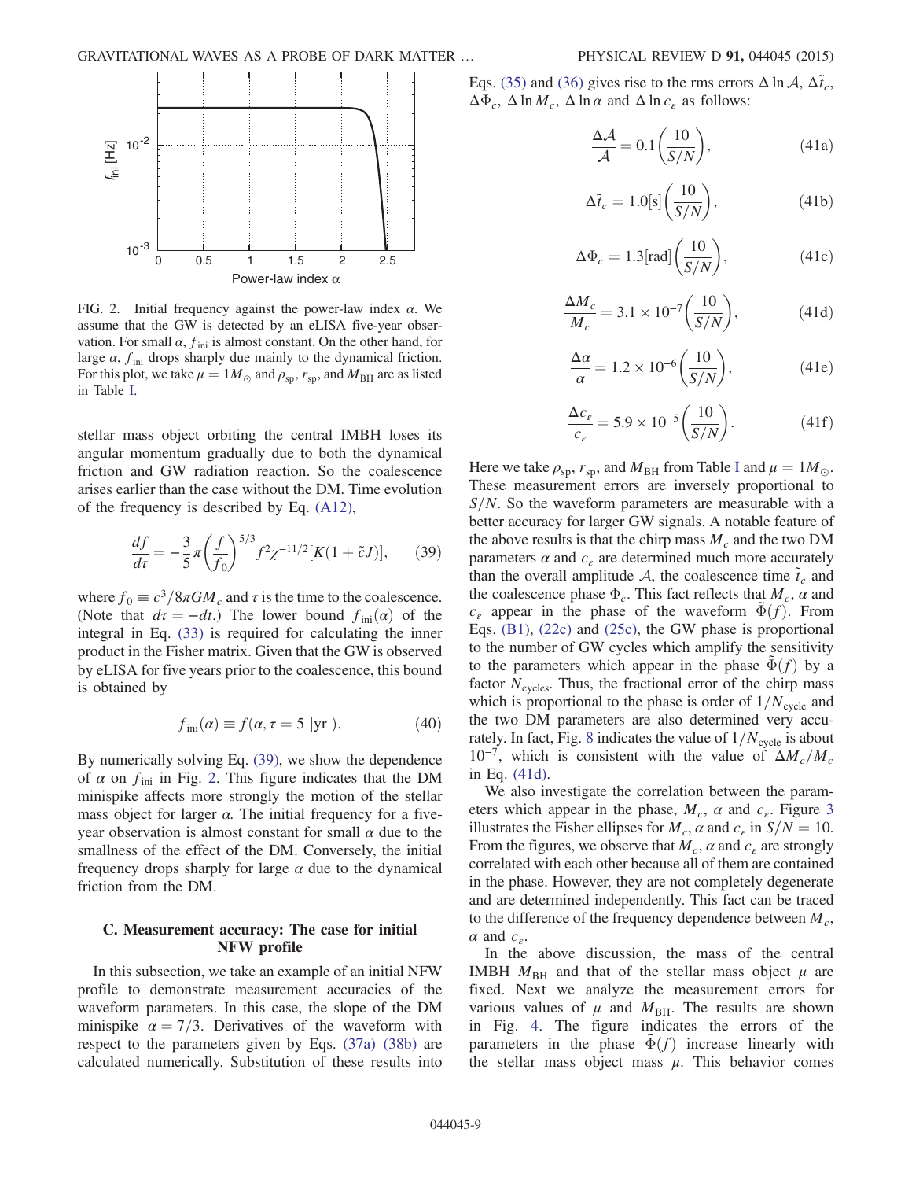$f_{\rm ini}$ [Hz]

$10^{-2}$

$10^{-3}$

0 0.5 1 1.5 2 2.5

Power-law index $\alpha$

FIG. 2. Initial frequency against the power-law index $\alpha$. We assume that the GW is detected by an eLISA five-year observation. For small $\alpha$, $f_{\rm ini}$ is almost constant. On the other hand, for large $\alpha$, $f_{\rm ini}$ drops sharply due mainly to the dynamical friction. For this plot, we take $\mu = 1M_\odot$ and $\rho_{\rm sp}$, $r_{\rm sp}$, and $M_{\rm BH}$ are as listed in Table I.

stellar mass object orbiting the central IMBH loses its angular momentum gradually due to both the dynamical friction and GW radiation reaction. So the coalescence arises earlier than the case without the DM. Time evolution of the frequency is described by Eq. (A12),

$$\frac{df}{d\tau} = -\frac{3}{5}\pi\left(\frac{f}{f_0}\right)^{5/3} f^2 \chi^{-11/2}[K(1+\tilde{c}J)], \qquad (39)$$

where $f_0 \equiv c^3/8\pi G M_c$ and $\tau$ is the time to the coalescence. (Note that $d\tau = -dt$.) The lower bound $f_{\rm ini}(\alpha)$ of the integral in Eq. (33) is required for calculating the inner product in the Fisher matrix. Given that the GW is observed by eLISA for five years prior to the coalescence, this bound is obtained by

$$f_{\rm ini}(\alpha) \equiv f(\alpha, \tau = 5\ [\text{yr}]). \qquad (40)$$

By numerically solving Eq. (39), we show the dependence of $\alpha$ on $f_{\rm ini}$ in Fig. 2. This figure indicates that the DM minispike affects more strongly the motion of the stellar mass object for larger $\alpha$. The initial frequency for a five-year observation is almost constant for small $\alpha$ due to the smallness of the effect of the DM. Conversely, the initial frequency drops sharply for large $\alpha$ due to the dynamical friction from the DM.

### C. Measurement accuracy: The case for initial NFW profile

In this subsection, we take an example of an initial NFW profile to demonstrate measurement accuracies of the waveform parameters. In this case, the slope of the DM minispike $\alpha = 7/3$. Derivatives of the waveform with respect to the parameters given by Eqs. (37a)–(38b) are calculated numerically. Substitution of these results into Eqs. (35) and (36) gives rise to the rms errors $\Delta \ln \mathcal{A}$, $\Delta\tilde{t}_c$, $\Delta\Phi_c$, $\Delta \ln M_c$, $\Delta \ln \alpha$ and $\Delta \ln c_\varepsilon$ as follows:

$$\frac{\Delta\mathcal{A}}{\mathcal{A}} = 0.1\left(\frac{10}{S/N}\right), \qquad (41a)$$

$$\Delta\tilde{t}_c = 1.0[\text{s}]\left(\frac{10}{S/N}\right), \qquad (41b)$$

$$\Delta\Phi_c = 1.3[\text{rad}]\left(\frac{10}{S/N}\right), \qquad (41c)$$

$$\frac{\Delta M_c}{M_c} = 3.1\times 10^{-7}\left(\frac{10}{S/N}\right), \qquad (41d)$$

$$\frac{\Delta\alpha}{\alpha} = 1.2\times 10^{-6}\left(\frac{10}{S/N}\right), \qquad (41e)$$

$$\frac{\Delta c_\varepsilon}{c_\varepsilon} = 5.9\times 10^{-5}\left(\frac{10}{S/N}\right). \qquad (41f)$$

Here we take $\rho_{\rm sp}$, $r_{\rm sp}$, and $M_{\rm BH}$ from Table I and $\mu = 1M_\odot$. These measurement errors are inversely proportional to $S/N$. So the waveform parameters are measurable with a better accuracy for larger GW signals. A notable feature of the above results is that the chirp mass $M_c$ and the two DM parameters $\alpha$ and $c_\varepsilon$ are determined much more accurately than the overall amplitude $\mathcal{A}$, the coalescence time $\tilde{t}_c$ and the coalescence phase $\Phi_c$. This fact reflects that $M_c$, $\alpha$ and $c_\varepsilon$ appear in the phase of the waveform $\tilde{\Phi}(f)$. From Eqs. (B1), (22c) and (25c), the GW phase is proportional to the number of GW cycles which amplify the sensitivity to the parameters which appear in the phase $\tilde{\Phi}(f)$ by a factor $N_{\rm cycles}$. Thus, the fractional error of the chirp mass which is proportional to the phase is order of $1/N_{\rm cycle}$ and the two DM parameters are also determined very accurately. In fact, Fig. 8 indicates the value of $1/N_{\rm cycle}$ is about $10^{-7}$, which is consistent with the value of $\Delta M_c/M_c$ in Eq. (41d).

We also investigate the correlation between the parameters which appear in the phase, $M_c$, $\alpha$ and $c_\varepsilon$. Figure 3 illustrates the Fisher ellipses for $M_c$, $\alpha$ and $c_\varepsilon$ in $S/N = 10$. From the figures, we observe that $M_c$, $\alpha$ and $c_\varepsilon$ are strongly correlated with each other because all of them are contained in the phase. However, they are not completely degenerate and are determined independently. This fact can be traced to the difference of the frequency dependence between $M_c$, $\alpha$ and $c_\varepsilon$.

In the above discussion, the mass of the central IMBH $M_{\rm BH}$ and that of the stellar mass object $\mu$ are fixed. Next we analyze the measurement errors for various values of $\mu$ and $M_{\rm BH}$. The results are shown in Fig. 4. The figure indicates the errors of the parameters in the phase $\tilde{\Phi}(f)$ increase linearly with the stellar mass object mass $\mu$. This behavior comes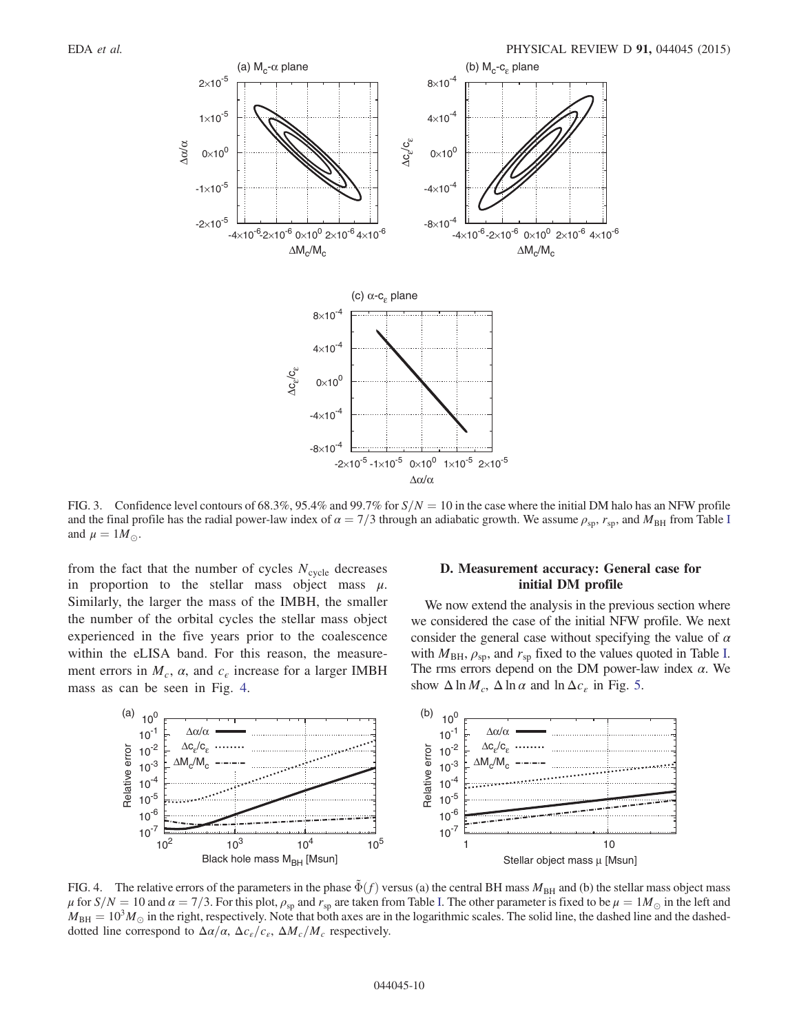(a) $M_c$-$\alpha$ plane

$2\times10^{-5}$
$1\times10^{-5}$
$0\times10^{0}$
$-1\times10^{-5}$
$-2\times10^{-5}$
$\Delta\alpha/\alpha$
$-4\times10^{-6}$ $-2\times10^{-6}$ $0\times10^{0}$ $2\times10^{-6}$ $4\times10^{-6}$
$\Delta M_c/M_c$

(b) $M_c$-$c_\epsilon$ plane

$8\times10^{-4}$
$4\times10^{-4}$
$0\times10^{0}$
$-4\times10^{-4}$
$-8\times10^{-4}$
$\Delta c_\epsilon/c_\epsilon$
$-4\times10^{-6}$ $-2\times10^{-6}$ $0\times10^{0}$ $2\times10^{-6}$ $4\times10^{-6}$
$\Delta M_c/M_c$

(c) $\alpha$-$c_\epsilon$ plane

$8\times10^{-4}$
$4\times10^{-4}$
$0\times10^{0}$
$-4\times10^{-4}$
$-8\times10^{-4}$
$\Delta c_\epsilon/c_\epsilon$
$-2\times10^{-5}$ $-1\times10^{-5}$ $0\times10^{0}$ $1\times10^{-5}$ $2\times10^{-5}$
$\Delta\alpha/\alpha$

FIG. 3. Confidence level contours of 68.3%, 95.4% and 99.7% for $S/N = 10$ in the case where the initial DM halo has an NFW profile and the final profile has the radial power-law index of $\alpha = 7/3$ through an adiabatic growth. We assume $\rho_{\rm sp}$, $r_{\rm sp}$, and $M_{\rm BH}$ from Table I and $\mu = 1M_\odot$.

from the fact that the number of cycles $N_{\rm cycle}$ decreases in proportion to the stellar mass object mass $\mu$. Similarly, the larger the mass of the IMBH, the smaller the number of the orbital cycles the stellar mass object experienced in the five years prior to the coalescence within the eLISA band. For this reason, the measurement errors in $M_c$, $\alpha$, and $c_\epsilon$ increase for a larger IMBH mass as can be seen in Fig. 4.

### D. Measurement accuracy: General case for initial DM profile

We now extend the analysis in the previous section where we considered the case of the initial NFW profile. We next consider the general case without specifying the value of $\alpha$ with $M_{\rm BH}$, $\rho_{\rm sp}$, and $r_{\rm sp}$ fixed to the values quoted in Table I. The rms errors depend on the DM power-law index $\alpha$. We show $\Delta \ln M_c$, $\Delta \ln \alpha$ and $\ln \Delta c_\epsilon$ in Fig. 5.

(a)
Relative error
$10^{0}$ $10^{-1}$ $10^{-2}$ $10^{-3}$ $10^{-4}$ $10^{-5}$ $10^{-6}$ $10^{-7}$
$\Delta\alpha/\alpha$
$\Delta c_\epsilon/c_\epsilon$
$\Delta M_c/M_c$
$10^{2}$ $10^{3}$ $10^{4}$ $10^{5}$
Black hole mass $M_{\rm BH}$ [Msun]

(b)
Relative error
$10^{0}$ $10^{-1}$ $10^{-2}$ $10^{-3}$ $10^{-4}$ $10^{-5}$ $10^{-6}$ $10^{-7}$
$\Delta\alpha/\alpha$
$\Delta c_\epsilon/c_\epsilon$
$\Delta M_c/M_c$
1 10
Stellar object mass $\mu$ [Msun]

FIG. 4. The relative errors of the parameters in the phase $\tilde{\Phi}(f)$ versus (a) the central BH mass $M_{\rm BH}$ and (b) the stellar mass object mass $\mu$ for $S/N = 10$ and $\alpha = 7/3$. For this plot, $\rho_{\rm sp}$ and $r_{\rm sp}$ are taken from Table I. The other parameter is fixed to be $\mu = 1M_\odot$ in the left and $M_{\rm BH} = 10^3 M_\odot$ in the right, respectively. Note that both axes are in the logarithmic scales. The solid line, the dashed line and the dashed-dotted line correspond to $\Delta\alpha/\alpha$, $\Delta c_\epsilon/c_\epsilon$, $\Delta M_c/M_c$ respectively.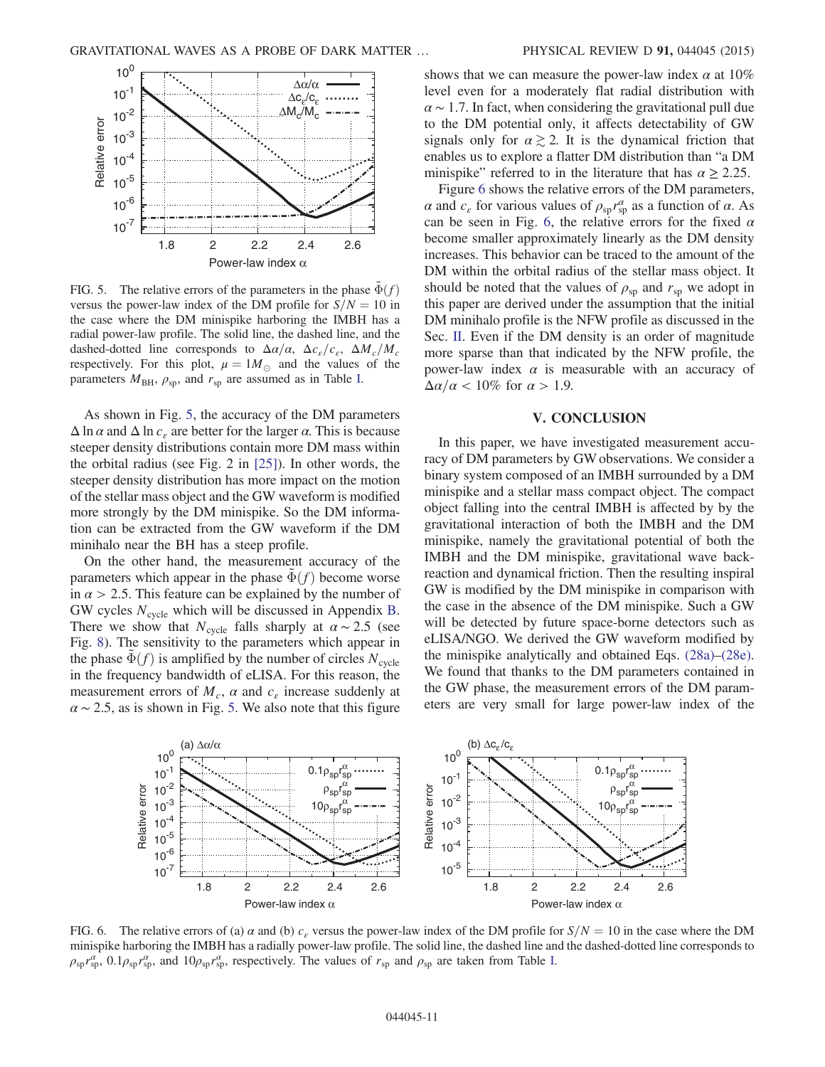$10^0$
$10^{-1}$
$10^{-2}$
$10^{-3}$
$10^{-4}$
$10^{-5}$
$10^{-6}$
$10^{-7}$
Relative error
1.8
2
2.2
2.4
2.6
Power-law index α
$\Delta\alpha/\alpha$
$\Delta c_\varepsilon/c_\varepsilon$
$\Delta M_c/M_c$

FIG. 5. The relative errors of the parameters in the phase $\tilde{\Phi}(f)$ versus the power-law index of the DM profile for $S/N = 10$ in the case where the DM minispike harboring the IMBH has a radial power-law profile. The solid line, the dashed line, and the dashed-dotted line corresponds to $\Delta\alpha/\alpha$, $\Delta c_\varepsilon/c_\varepsilon$, $\Delta M_c/M_c$ respectively. For this plot, $\mu = 1M_\odot$ and the values of the parameters $M_{\rm BH}$, $\rho_{\rm sp}$, and $r_{\rm sp}$ are assumed as in Table I.

As shown in Fig. 5, the accuracy of the DM parameters $\Delta \ln \alpha$ and $\Delta \ln c_\varepsilon$ are better for the larger $\alpha$. This is because steeper density distributions contain more DM mass within the orbital radius (see Fig. 2 in [25]). In other words, the steeper density distribution has more impact on the motion of the stellar mass object and the GW waveform is modified more strongly by the DM minispike. So the DM information can be extracted from the GW waveform if the DM minihalo near the BH has a steep profile.

On the other hand, the measurement accuracy of the parameters which appear in the phase $\tilde{\Phi}(f)$ become worse in $\alpha > 2.5$. This feature can be explained by the number of GW cycles $N_{\rm cycle}$ which will be discussed in Appendix B. There we show that $N_{\rm cycle}$ falls sharply at $\alpha \sim 2.5$ (see Fig. 8). The sensitivity to the parameters which appear in the phase $\tilde{\Phi}(f)$ is amplified by the number of circles $N_{\rm cycle}$ in the frequency bandwidth of eLISA. For this reason, the measurement errors of $M_c$, $\alpha$ and $c_\varepsilon$ increase suddenly at $\alpha \sim 2.5$, as is shown in Fig. 5. We also note that this figure shows that we can measure the power-law index $\alpha$ at 10% level even for a moderately flat radial distribution with $\alpha \sim 1.7$. In fact, when considering the gravitational pull due to the DM potential only, it affects detectability of GW signals only for $\alpha \gtrsim 2$. It is the dynamical friction that enables us to explore a flatter DM distribution than "a DM minispike" referred to in the literature that has $\alpha \geq 2.25$.

Figure 6 shows the relative errors of the DM parameters, $\alpha$ and $c_\varepsilon$ for various values of $\rho_{\rm sp} r_{\rm sp}^\alpha$ as a function of $\alpha$. As can be seen in Fig. 6, the relative errors for the fixed $\alpha$ become smaller approximately linearly as the DM density increases. This behavior can be traced to the amount of the DM within the orbital radius of the stellar mass object. It should be noted that the values of $\rho_{\rm sp}$ and $r_{\rm sp}$ we adopt in this paper are derived under the assumption that the initial DM minihalo profile is the NFW profile as discussed in the Sec. II. Even if the DM density is an order of magnitude more sparse than that indicated by the NFW profile, the power-law index $\alpha$ is measurable with an accuracy of $\Delta\alpha/\alpha < 10\%$ for $\alpha > 1.9$.

## V. CONCLUSION

In this paper, we have investigated measurement accuracy of DM parameters by GW observations. We consider a binary system composed of an IMBH surrounded by a DM minispike and a stellar mass compact object. The compact object falling into the central IMBH is affected by by the gravitational interaction of both the IMBH and the DM minispike, namely the gravitational potential of both the IMBH and the DM minispike, gravitational wave back-reaction and dynamical friction. Then the resulting inspiral GW is modified by the DM minispike in comparison with the case in the absence of the DM minispike. Such a GW will be detected by future space-borne detectors such as eLISA/NGO. We derived the GW waveform modified by the minispike analytically and obtained Eqs. (28a)–(28e). We found that thanks to the DM parameters contained in the GW phase, the measurement errors of the DM parameters are very small for large power-law index of the

(a) $\Delta\alpha/\alpha$
$10^0$
$10^{-1}$
$10^{-2}$
$10^{-3}$
$10^{-4}$
$10^{-5}$
$10^{-6}$
$10^{-7}$
Relative error
1.8
2
2.2
2.4
2.6
Power-law index α
$0.1\rho_{\rm sp}r_{\rm sp}^\alpha$
$\rho_{\rm sp}r_{\rm sp}^\alpha$
$10\rho_{\rm sp}r_{\rm sp}^\alpha$

(b) $\Delta c_\varepsilon/c_\varepsilon$
$10^0$
$10^{-1}$
$10^{-2}$
$10^{-3}$
$10^{-4}$
$10^{-5}$
Relative error
1.8
2
2.2
2.4
2.6
Power-law index α
$0.1\rho_{\rm sp}r_{\rm sp}^\alpha$
$\rho_{\rm sp}r_{\rm sp}^\alpha$
$10\rho_{\rm sp}r_{\rm sp}^\alpha$

FIG. 6. The relative errors of (a) $\alpha$ and (b) $c_\varepsilon$ versus the power-law index of the DM profile for $S/N = 10$ in the case where the DM minispike harboring the IMBH has a radially power-law profile. The solid line, the dashed line and the dashed-dotted line corresponds to $\rho_{\rm sp} r_{\rm sp}^\alpha$, $0.1\rho_{\rm sp} r_{\rm sp}^\alpha$, and $10\rho_{\rm sp} r_{\rm sp}^\alpha$, respectively. The values of $r_{\rm sp}$ and $\rho_{\rm sp}$ are taken from Table I.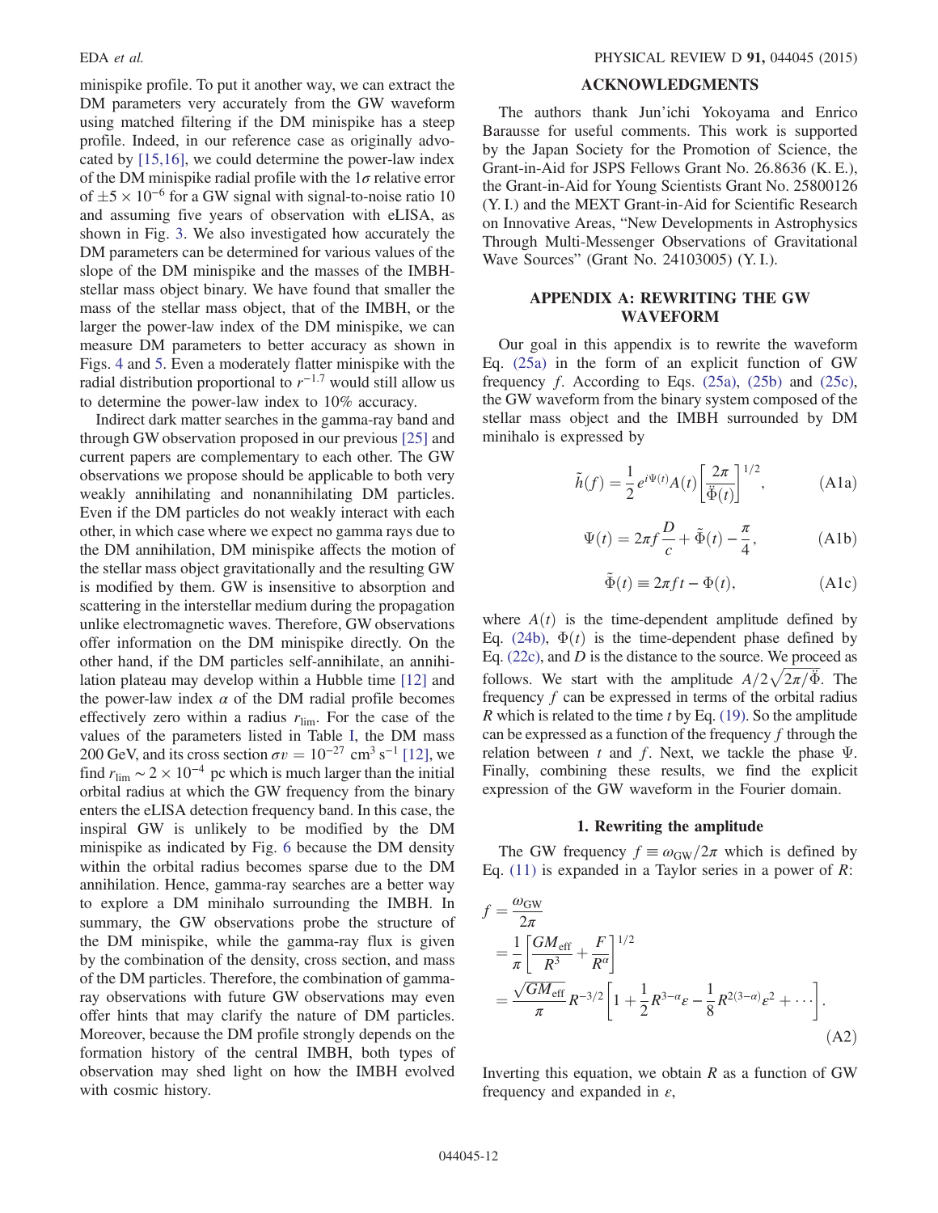minispike profile. To put it another way, we can extract the DM parameters very accurately from the GW waveform using matched filtering if the DM minispike has a steep profile. Indeed, in our reference case as originally advocated by [15,16], we could determine the power-law index of the DM minispike radial profile with the $1\sigma$ relative error of $\pm 5 \times 10^{-6}$ for a GW signal with signal-to-noise ratio 10 and assuming five years of observation with eLISA, as shown in Fig. 3. We also investigated how accurately the DM parameters can be determined for various values of the slope of the DM minispike and the masses of the IMBH-stellar mass object binary. We have found that smaller the mass of the stellar mass object, that of the IMBH, or the larger the power-law index of the DM minispike, we can measure DM parameters to better accuracy as shown in Figs. 4 and 5. Even a moderately flatter minispike with the radial distribution proportional to $r^{-1.7}$ would still allow us to determine the power-law index to 10% accuracy.

Indirect dark matter searches in the gamma-ray band and through GW observation proposed in our previous [25] and current papers are complementary to each other. The GW observations we propose should be applicable to both very weakly annihilating and nonannihilating DM particles. Even if the DM particles do not weakly interact with each other, in which case where we expect no gamma rays due to the DM annihilation, DM minispike affects the motion of the stellar mass object gravitationally and the resulting GW is modified by them. GW is insensitive to absorption and scattering in the interstellar medium during the propagation unlike electromagnetic waves. Therefore, GW observations offer information on the DM minispike directly. On the other hand, if the DM particles self-annihilate, an annihilation plateau may develop within a Hubble time [12] and the power-law index $\alpha$ of the DM radial profile becomes effectively zero within a radius $r_{\mathrm{lim}}$. For the case of the values of the parameters listed in Table I, the DM mass 200 GeV, and its cross section $\sigma v = 10^{-27}\ \mathrm{cm}^3\ \mathrm{s}^{-1}$ [12], we find $r_{\mathrm{lim}} \sim 2 \times 10^{-4}$ pc which is much larger than the initial orbital radius at which the GW frequency from the binary enters the eLISA detection frequency band. In this case, the inspiral GW is unlikely to be modified by the DM minispike as indicated by Fig. 6 because the DM density within the orbital radius becomes sparse due to the DM annihilation. Hence, gamma-ray searches are a better way to explore a DM minihalo surrounding the IMBH. In summary, the GW observations probe the structure of the DM minispike, while the gamma-ray flux is given by the combination of the density, cross section, and mass of the DM particles. Therefore, the combination of gamma-ray observations with future GW observations may even offer hints that may clarify the nature of DM particles. Moreover, because the DM profile strongly depends on the formation history of the central IMBH, both types of observation may shed light on how the IMBH evolved with cosmic history.

## ACKNOWLEDGMENTS

The authors thank Jun'ichi Yokoyama and Enrico Barausse for useful comments. This work is supported by the Japan Society for the Promotion of Science, the Grant-in-Aid for JSPS Fellows Grant No. 26.8636 (K. E.), the Grant-in-Aid for Young Scientists Grant No. 25800126 (Y. I.) and the MEXT Grant-in-Aid for Scientific Research on Innovative Areas, "New Developments in Astrophysics Through Multi-Messenger Observations of Gravitational Wave Sources" (Grant No. 24103005) (Y. I.).

## APPENDIX A: REWRITING THE GW WAVEFORM

Our goal in this appendix is to rewrite the waveform Eq. (25a) in the form of an explicit function of GW frequency $f$. According to Eqs. (25a), (25b) and (25c), the GW waveform from the binary system composed of the stellar mass object and the IMBH surrounded by DM minihalo is expressed by

$$\tilde{h}(f) = \frac{1}{2} e^{i\Psi(t)} A(t) \left[\frac{2\pi}{\ddot{\tilde{\Phi}}(t)}\right]^{1/2}, \tag{A1a}$$

$$\Psi(t) = 2\pi f \frac{D}{c} + \tilde{\Phi}(t) - \frac{\pi}{4}, \tag{A1b}$$

$$\tilde{\Phi}(t) \equiv 2\pi f t - \Phi(t), \tag{A1c}$$

where $A(t)$ is the time-dependent amplitude defined by Eq. (24b), $\Phi(t)$ is the time-dependent phase defined by Eq. (22c), and $D$ is the distance to the source. We proceed as follows. We start with the amplitude $A/2\sqrt{2\pi/\ddot{\tilde{\Phi}}}$. The frequency $f$ can be expressed in terms of the orbital radius $R$ which is related to the time $t$ by Eq. (19). So the amplitude can be expressed as a function of the frequency $f$ through the relation between $t$ and $f$. Next, we tackle the phase $\Psi$. Finally, combining these results, we find the explicit expression of the GW waveform in the Fourier domain.

### 1. Rewriting the amplitude

The GW frequency $f \equiv \omega_{\mathrm{GW}}/2\pi$ which is defined by Eq. (11) is expanded in a Taylor series in a power of $R$:

$$\begin{aligned} f &= \frac{\omega_{\mathrm{GW}}}{2\pi} \\ &= \frac{1}{\pi}\left[\frac{GM_{\mathrm{eff}}}{R^3} + \frac{F}{R^\alpha}\right]^{1/2} \\ &= \frac{\sqrt{GM_{\mathrm{eff}}}}{\pi} R^{-3/2}\left[1 + \frac{1}{2}R^{3-\alpha}\varepsilon - \frac{1}{8}R^{2(3-\alpha)}\varepsilon^2 + \cdots\right]. \end{aligned} \tag{A2}$$

Inverting this equation, we obtain $R$ as a function of GW frequency and expanded in $\varepsilon$,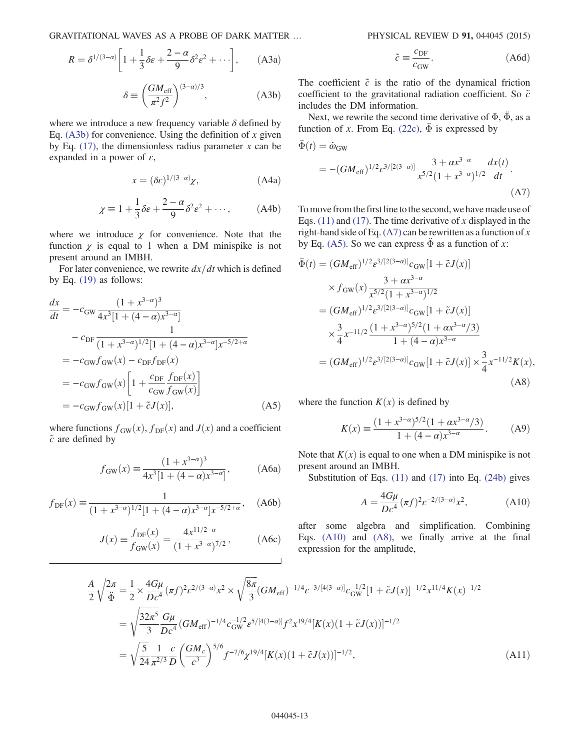$$R = \delta^{1/(3-\alpha)}\left[1 + \frac{1}{3}\delta\varepsilon + \frac{2-\alpha}{9}\delta^2\varepsilon^2 + \cdots\right], \tag{A3a}$$

$$\delta \equiv \left(\frac{GM_{\rm eff}}{\pi^2 f^2}\right)^{(3-\alpha)/3}, \tag{A3b}$$

where we introduce a new frequency variable $\delta$ defined by Eq. (A3b) for convenience. Using the definition of $x$ given by Eq. (17), the dimensionless radius parameter $x$ can be expanded in a power of $\varepsilon$,

$$x = (\delta\varepsilon)^{1/(3-\alpha)}\chi, \tag{A4a}$$

$$\chi \equiv 1 + \frac{1}{3}\delta\varepsilon + \frac{2-\alpha}{9}\delta^2\varepsilon^2 + \cdots, \tag{A4b}$$

where we introduce $\chi$ for convenience. Note that the function $\chi$ is equal to 1 when a DM minispike is not present around an IMBH.

For later convenience, we rewrite $dx/dt$ which is defined by Eq. (19) as follows:

$$\begin{aligned}
\frac{dx}{dt} &= -c_{\rm GW}\frac{(1+x^{3-\alpha})^3}{4x^3[1+(4-\alpha)x^{3-\alpha}]} \\
&\quad - c_{\rm DF}\frac{1}{(1+x^{3-\alpha})^{1/2}[1+(4-\alpha)x^{3-\alpha}]x^{-5/2+\alpha}} \\
&= -c_{\rm GW}f_{\rm GW}(x) - c_{\rm DF}f_{\rm DF}(x) \\
&= -c_{\rm GW}f_{\rm GW}(x)\left[1 + \frac{c_{\rm DF}}{c_{\rm GW}}\frac{f_{\rm DF}(x)}{f_{\rm GW}(x)}\right] \\
&= -c_{\rm GW}f_{\rm GW}(x)[1+\tilde{c}J(x)],
\end{aligned} \tag{A5}$$

where functions $f_{\rm GW}(x)$, $f_{\rm DF}(x)$ and $J(x)$ and a coefficient $\tilde{c}$ are defined by

$$f_{\rm GW}(x) \equiv \frac{(1+x^{3-\alpha})^3}{4x^3[1+(4-\alpha)x^{3-\alpha}]}, \tag{A6a}$$

$$f_{\rm DF}(x) \equiv \frac{1}{(1+x^{3-\alpha})^{1/2}[1+(4-\alpha)x^{3-\alpha}]x^{-5/2+\alpha}}, \tag{A6b}$$

$$J(x) \equiv \frac{f_{\rm DF}(x)}{f_{\rm GW}(x)} = \frac{4x^{11/2-\alpha}}{(1+x^{3-\alpha})^{7/2}}, \tag{A6c}$$

$$\tilde{c} \equiv \frac{c_{\rm DF}}{c_{\rm GW}}. \tag{A6d}$$

The coefficient $\tilde{c}$ is the ratio of the dynamical friction coefficient to the gravitational radiation coefficient. So $\tilde{c}$ includes the DM information.

Next, we rewrite the second time derivative of $\Phi$, $\ddot{\Phi}$, as a function of $x$. From Eq. (22c), $\ddot{\Phi}$ is expressed by

$$\begin{aligned}
\ddot{\Phi}(t) &= \dot{\omega}_{\rm GW} \\
&= -(GM_{\rm eff})^{1/2}\varepsilon^{3/[2(3-\alpha)]}\frac{3+\alpha x^{3-\alpha}}{x^{5/2}(1+x^{3-\alpha})^{1/2}}\frac{dx(t)}{dt}.
\end{aligned} \tag{A7}$$

To move from the first line to the second, we have made use of Eqs. (11) and (17). The time derivative of $x$ displayed in the right-hand side of Eq. (A7) can be rewritten as a function of $x$ by Eq. (A5). So we can express $\ddot{\Phi}$ as a function of $x$:

$$\begin{aligned}
\ddot{\Phi}(t) &= (GM_{\rm eff})^{1/2}\varepsilon^{3/[2(3-\alpha)]}c_{\rm GW}[1+\tilde{c}J(x)] \\
&\quad \times f_{\rm GW}(x)\frac{3+\alpha x^{3-\alpha}}{x^{5/2}(1+x^{3-\alpha})^{1/2}} \\
&= (GM_{\rm eff})^{1/2}\varepsilon^{3/[2(3-\alpha)]}c_{\rm GW}[1+\tilde{c}J(x)] \\
&\quad \times \frac{3}{4}x^{-11/2}\frac{(1+x^{3-\alpha})^{5/2}(1+\alpha x^{3-\alpha}/3)}{1+(4-\alpha)x^{3-\alpha}} \\
&= (GM_{\rm eff})^{1/2}\varepsilon^{3/[2(3-\alpha)]}c_{\rm GW}[1+\tilde{c}J(x)] \times \frac{3}{4}x^{-11/2}K(x),
\end{aligned} \tag{A8}$$

where the function $K(x)$ is defined by

$$K(x) \equiv \frac{(1+x^{3-\alpha})^{5/2}(1+\alpha x^{3-\alpha}/3)}{1+(4-\alpha)x^{3-\alpha}}. \tag{A9}$$

Note that $K(x)$ is equal to one when a DM minispike is not present around an IMBH.

Substitution of Eqs. (11) and (17) into Eq. (24b) gives

$$A = \frac{4G\mu}{Dc^4}(\pi f)^2\varepsilon^{-2/(3-\alpha)}x^2, \tag{A10}$$

after some algebra and simplification. Combining Eqs. (A10) and (A8), we finally arrive at the final expression for the amplitude,

$$\begin{aligned}
\frac{A}{2}\sqrt{\frac{2\pi}{\ddot{\Phi}}} &= \frac{1}{2}\times\frac{4G\mu}{Dc^4}(\pi f)^2\varepsilon^{2/(3-\alpha)}x^2 \times \sqrt{\frac{8\pi}{3}}(GM_{\rm eff})^{-1/4}\varepsilon^{-3/[4(3-\alpha)]}c_{\rm GW}^{-1/2}[1+\tilde{c}J(x)]^{-1/2}x^{11/4}K(x)^{-1/2} \\
&= \sqrt{\frac{32\pi^5}{3}}\frac{G\mu}{Dc^4}(GM_{\rm eff})^{-1/4}c_{\rm GW}^{-1/2}\varepsilon^{5/[4(3-\alpha)]}f^2x^{19/4}[K(x)(1+\tilde{c}J(x))]^{-1/2} \\
&= \sqrt{\frac{5}{24}}\frac{1}{\pi^{2/3}}\frac{c}{D}\left(\frac{GM_c}{c^3}\right)^{5/6}f^{-7/6}\chi^{19/4}[K(x)(1+\tilde{c}J(x))]^{-1/2},
\end{aligned} \tag{A11}$$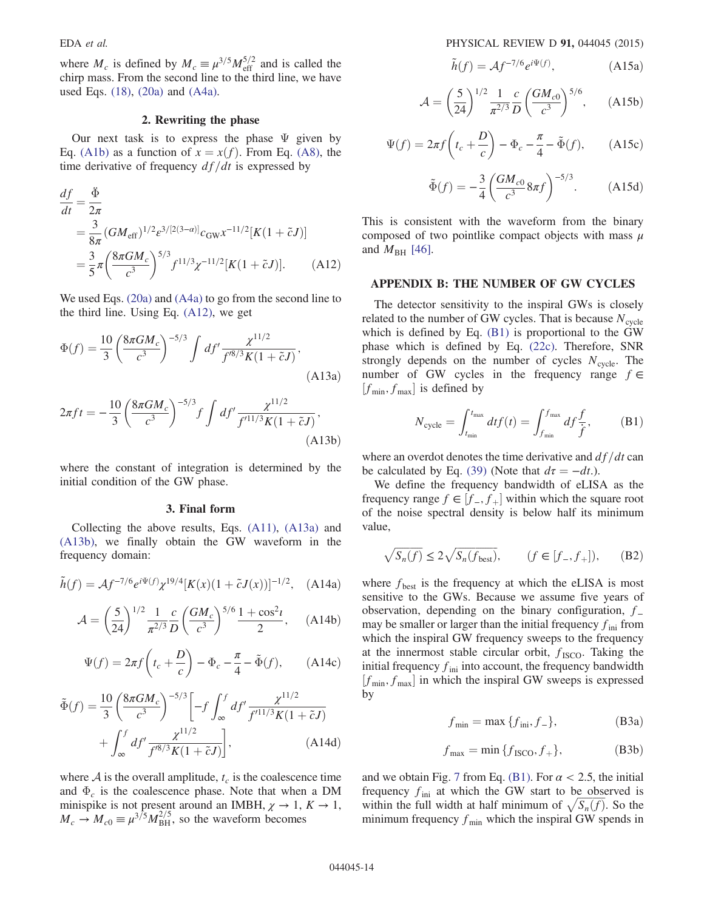where $M_c$ is defined by $M_c \equiv \mu^{3/5} M_{\rm eff}^{5/2}$ and is called the chirp mass. From the second line to the third line, we have used Eqs. (18), (20a) and (A4a).

### 2. Rewriting the phase

Our next task is to express the phase $\Psi$ given by Eq. (A1b) as a function of $x = x(f)$. From Eq. (A8), the time derivative of frequency $df/dt$ is expressed by

$$
\begin{aligned}
\frac{df}{dt} &= \frac{\ddot{\Phi}}{2\pi} \\
&= \frac{3}{8\pi}(GM_{\rm eff})^{1/2}\varepsilon^{3/[2(3-\alpha)]}c_{\rm GW}x^{-11/2}[K(1+\tilde{c}J)] \\
&= \frac{3}{5}\pi\left(\frac{8\pi G M_c}{c^3}\right)^{5/3} f^{11/3}\chi^{-11/2}[K(1+\tilde{c}J)]. \qquad \text{(A12)}
\end{aligned}
$$

We used Eqs. (20a) and (A4a) to go from the second line to the third line. Using Eq. (A12), we get

$$
\Phi(f) = \frac{10}{3}\left(\frac{8\pi G M_c}{c^3}\right)^{-5/3}\int df' \frac{\chi^{11/2}}{f'^{8/3}K(1+\tilde{c}J)}, \qquad \text{(A13a)}
$$

$$
2\pi f t = -\frac{10}{3}\left(\frac{8\pi G M_c}{c^3}\right)^{-5/3} f \int df' \frac{\chi^{11/2}}{f'^{11/3}K(1+\tilde{c}J)}, \qquad \text{(A13b)}
$$

where the constant of integration is determined by the initial condition of the GW phase.

### 3. Final form

Collecting the above results, Eqs. (A11), (A13a) and (A13b), we finally obtain the GW waveform in the frequency domain:

$$
\tilde{h}(f) = \mathcal{A} f^{-7/6} e^{i\Psi(f)} \chi^{19/4}[K(x)(1+\tilde{c}J(x))]^{-1/2}, \qquad \text{(A14a)}
$$

$$
\mathcal{A} = \left(\frac{5}{24}\right)^{1/2}\frac{1}{\pi^{2/3}}\frac{c}{D}\left(\frac{GM_c}{c^3}\right)^{5/6}\frac{1+\cos^2\iota}{2}, \qquad \text{(A14b)}
$$

$$
\Psi(f) = 2\pi f\left(t_c + \frac{D}{c}\right) - \Phi_c - \frac{\pi}{4} - \tilde{\Phi}(f), \qquad \text{(A14c)}
$$

$$
\tilde{\Phi}(f) = \frac{10}{3}\left(\frac{8\pi G M_c}{c^3}\right)^{-5/3}\left[-f\int_{\infty}^{f} df' \frac{\chi^{11/2}}{f'^{11/3}K(1+\tilde{c}J)} + \int_{\infty}^{f} df' \frac{\chi^{11/2}}{f'^{8/3}K(1+\tilde{c}J)}\right], \qquad \text{(A14d)}
$$

where $\mathcal{A}$ is the overall amplitude, $t_c$ is the coalescence time and $\Phi_c$ is the coalescence phase. Note that when a DM minispike is not present around an IMBH, $\chi \to 1$, $K \to 1$, $M_c \to M_{c0} \equiv \mu^{3/5} M_{\rm BH}^{2/5}$, so the waveform becomes

$$
\tilde{h}(f) = \mathcal{A} f^{-7/6} e^{i\Psi(f)}, \qquad \text{(A15a)}
$$

$$
\mathcal{A} = \left(\frac{5}{24}\right)^{1/2}\frac{1}{\pi^{2/3}}\frac{c}{D}\left(\frac{GM_{c0}}{c^3}\right)^{5/6}, \qquad \text{(A15b)}
$$

$$
\Psi(f) = 2\pi f\left(t_c + \frac{D}{c}\right) - \Phi_c - \frac{\pi}{4} - \tilde{\Phi}(f), \qquad \text{(A15c)}
$$

$$
\tilde{\Phi}(f) = -\frac{3}{4}\left(\frac{GM_{c0}}{c^3}8\pi f\right)^{-5/3}. \qquad \text{(A15d)}
$$

This is consistent with the waveform from the binary composed of two pointlike compact objects with mass $\mu$ and $M_{\rm BH}$ [46].

## APPENDIX B: THE NUMBER OF GW CYCLES

The detector sensitivity to the inspiral GWs is closely related to the number of GW cycles. That is because $N_{\rm cycle}$ which is defined by Eq. (B1) is proportional to the GW phase which is defined by Eq. (22c). Therefore, SNR strongly depends on the number of cycles $N_{\rm cycle}$. The number of GW cycles in the frequency range $f \in [f_{\rm min}, f_{\rm max}]$ is defined by

$$
N_{\rm cycle} = \int_{t_{\rm min}}^{t_{\rm max}} dt f(t) = \int_{f_{\rm min}}^{f_{\rm max}} df \frac{f}{\dot{f}}, \qquad \text{(B1)}
$$

where an overdot denotes the time derivative and $df/dt$ can be calculated by Eq. (39) (Note that $d\tau = -dt$.).

We define the frequency bandwidth of eLISA as the frequency range $f \in [f_-, f_+]$ within which the square root of the noise spectral density is below half its minimum value,

$$
\sqrt{S_n(f)} \le 2\sqrt{S_n(f_{\rm best})}, \qquad (f \in [f_-, f_+]), \qquad \text{(B2)}
$$

where $f_{\rm best}$ is the frequency at which the eLISA is most sensitive to the GWs. Because we assume five years of observation, depending on the binary configuration, $f_-$ may be smaller or larger than the initial frequency $f_{\rm ini}$ from which the inspiral GW frequency sweeps to the frequency at the innermost stable circular orbit, $f_{\rm ISCO}$. Taking the initial frequency $f_{\rm ini}$ into account, the frequency bandwidth $[f_{\rm min}, f_{\rm max}]$ in which the inspiral GW sweeps is expressed by

$$
f_{\rm min} = \max\{f_{\rm ini}, f_-\}, \qquad \text{(B3a)}
$$

$$
f_{\rm max} = \min\{f_{\rm ISCO}, f_+\}, \qquad \text{(B3b)}
$$

and we obtain Fig. 7 from Eq. (B1). For $\alpha < 2.5$, the initial frequency $f_{\rm ini}$ at which the GW start to be observed is within the full width at half minimum of $\sqrt{S_n(f)}$. So the minimum frequency $f_{\rm min}$ which the inspiral GW spends in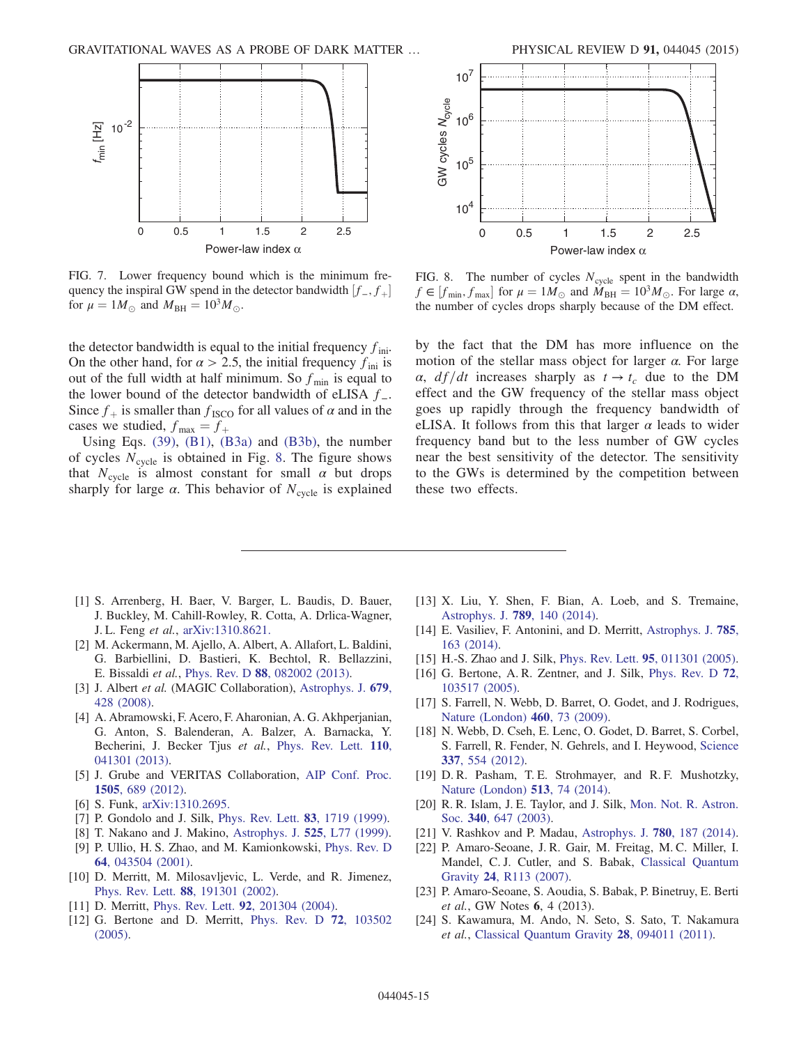$f_{\min}$ [Hz]

$10^{-2}$

0 0.5 1 1.5 2 2.5

Power-law index α

FIG. 7. Lower frequency bound which is the minimum frequency the inspiral GW spend in the detector bandwidth $[f_-, f_+]$ for $\mu = 1M_\odot$ and $M_{\rm BH} = 10^3 M_\odot$.

GW cycles $N_{\rm cycle}$

$10^7$ $10^6$ $10^5$ $10^4$

0 0.5 1 1.5 2 2.5

Power-law index α

FIG. 8. The number of cycles $N_{\rm cycle}$ spent in the bandwidth $f \in [f_{\min}, f_{\max}]$ for $\mu = 1M_\odot$ and $M_{\rm BH} = 10^3 M_\odot$. For large $\alpha$, the number of cycles drops sharply because of the DM effect.

the detector bandwidth is equal to the initial frequency $f_{\rm ini}$. On the other hand, for $\alpha > 2.5$, the initial frequency $f_{\rm ini}$ is out of the full width at half minimum. So $f_{\min}$ is equal to the lower bound of the detector bandwidth of eLISA $f_-$. Since $f_+$ is smaller than $f_{\rm ISCO}$ for all values of $\alpha$ and in the cases we studied, $f_{\max} = f_+$

Using Eqs. (39), (B1), (B3a) and (B3b), the number of cycles $N_{\rm cycle}$ is obtained in Fig. 8. The figure shows that $N_{\rm cycle}$ is almost constant for small $\alpha$ but drops sharply for large $\alpha$. This behavior of $N_{\rm cycle}$ is explained by the fact that the DM has more influence on the motion of the stellar mass object for larger $\alpha$. For large $\alpha$, $df/dt$ increases sharply as $t \to t_c$ due to the DM effect and the GW frequency of the stellar mass object goes up rapidly through the frequency bandwidth of eLISA. It follows from this that larger $\alpha$ leads to wider frequency band but to the less number of GW cycles near the best sensitivity of the detector. The sensitivity to the GWs is determined by the competition between these two effects.

---

[1] S. Arrenberg, H. Baer, V. Barger, L. Baudis, D. Bauer, J. Buckley, M. Cahill-Rowley, R. Cotta, A. Drlica-Wagner, J. L. Feng *et al.*, arXiv:1310.8621.

[2] M. Ackermann, M. Ajello, A. Albert, A. Allafort, L. Baldini, G. Barbiellini, D. Bastieri, K. Bechtol, R. Bellazzini, E. Bissaldi *et al.*, Phys. Rev. D **88**, 082002 (2013).

[3] J. Albert *et al.* (MAGIC Collaboration), Astrophys. J. **679**, 428 (2008).

[4] A. Abramowski, F. Acero, F. Aharonian, A. G. Akhperjanian, G. Anton, S. Balenderan, A. Balzer, A. Barnacka, Y. Becherini, J. Becker Tjus *et al.*, Phys. Rev. Lett. **110**, 041301 (2013).

[5] J. Grube and VERITAS Collaboration, AIP Conf. Proc. **1505**, 689 (2012).

[6] S. Funk, arXiv:1310.2695.

[7] P. Gondolo and J. Silk, Phys. Rev. Lett. **83**, 1719 (1999).

[8] T. Nakano and J. Makino, Astrophys. J. **525**, L77 (1999).

[9] P. Ullio, H. S. Zhao, and M. Kamionkowski, Phys. Rev. D **64**, 043504 (2001).

[10] D. Merritt, M. Milosavljevic, L. Verde, and R. Jimenez, Phys. Rev. Lett. **88**, 191301 (2002).

[11] D. Merritt, Phys. Rev. Lett. **92**, 201304 (2004).

[12] G. Bertone and D. Merritt, Phys. Rev. D **72**, 103502 (2005).

[13] X. Liu, Y. Shen, F. Bian, A. Loeb, and S. Tremaine, Astrophys. J. **789**, 140 (2014).

[14] E. Vasiliev, F. Antonini, and D. Merritt, Astrophys. J. **785**, 163 (2014).

[15] H.-S. Zhao and J. Silk, Phys. Rev. Lett. **95**, 011301 (2005).

[16] G. Bertone, A. R. Zentner, and J. Silk, Phys. Rev. D **72**, 103517 (2005).

[17] S. Farrell, N. Webb, D. Barret, O. Godet, and J. Rodrigues, Nature (London) **460**, 73 (2009).

[18] N. Webb, D. Cseh, E. Lenc, O. Godet, D. Barret, S. Corbel, S. Farrell, R. Fender, N. Gehrels, and I. Heywood, Science **337**, 554 (2012).

[19] D. R. Pasham, T. E. Strohmayer, and R. F. Mushotzky, Nature (London) **513**, 74 (2014).

[20] R. R. Islam, J. E. Taylor, and J. Silk, Mon. Not. R. Astron. Soc. **340**, 647 (2003).

[21] V. Rashkov and P. Madau, Astrophys. J. **780**, 187 (2014).

[22] P. Amaro-Seoane, J. R. Gair, M. Freitag, M. C. Miller, I. Mandel, C. J. Cutler, and S. Babak, Classical Quantum Gravity **24**, R113 (2007).

[23] P. Amaro-Seoane, S. Aoudia, S. Babak, P. Binetruy, E. Berti *et al.*, GW Notes **6**, 4 (2013).

[24] S. Kawamura, M. Ando, N. Seto, S. Sato, T. Nakamura *et al.*, Classical Quantum Gravity **28**, 094011 (2011).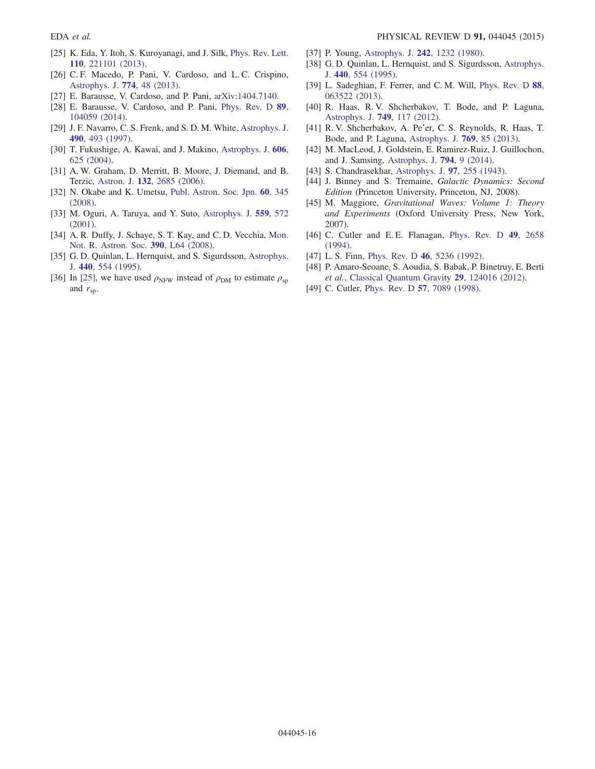[25] K. Eda, Y. Itoh, S. Kuroyanagi, and J. Silk, Phys. Rev. Lett. **110**, 221101 (2013).

[26] C. F. Macedo, P. Pani, V. Cardoso, and L. C. Crispino, Astrophys. J. **774**, 48 (2013).

[27] E. Barausse, V. Cardoso, and P. Pani, arXiv:1404.7140.

[28] E. Barausse, V. Cardoso, and P. Pani, Phys. Rev. D **89**, 104059 (2014).

[29] J. F. Navarro, C. S. Frenk, and S. D. M. White, Astrophys. J. **490**, 493 (1997).

[30] T. Fukushige, A. Kawai, and J. Makino, Astrophys. J. **606**, 625 (2004).

[31] A. W. Graham, D. Merritt, B. Moore, J. Diemand, and B. Terzic, Astron. J. **132**, 2685 (2006).

[32] N. Okabe and K. Umetsu, Publ. Astron. Soc. Jpn. **60**, 345 (2008).

[33] M. Oguri, A. Taruya, and Y. Suto, Astrophys. J. **559**, 572 (2001).

[34] A. R. Duffy, J. Schaye, S. T. Kay, and C. D. Vecchia, Mon. Not. R. Astron. Soc. **390**, L64 (2008).

[35] G. D. Quinlan, L. Hernquist, and S. Sigurdsson, Astrophys. J. **440**, 554 (1995).

[36] In [25], we have used $\rho_{\rm NFW}$ instead of $\rho_{\rm DM}$ to estimate $\rho_{\rm sp}$ and $r_{\rm sp}$.

[37] P. Young, Astrophys. J. **242**, 1232 (1980).

[38] G. D. Quinlan, L. Hernquist, and S. Sigurdsson, Astrophys. J. **440**, 554 (1995).

[39] L. Sadeghian, F. Ferrer, and C. M. Will, Phys. Rev. D **88**, 063522 (2013).

[40] R. Haas, R. V. Shcherbakov, T. Bode, and P. Laguna, Astrophys. J. **749**, 117 (2012).

[41] R. V. Shcherbakov, A. Pe'er, C. S. Reynolds, R. Haas, T. Bode, and P. Laguna, Astrophys. J. **769**, 85 (2013).

[42] M. MacLeod, J. Goldstein, E. Ramirez-Ruiz, J. Guillochon, and J. Samsing, Astrophys. J. **794**, 9 (2014).

[43] S. Chandrasekhar, Astrophys. J. **97**, 255 (1943).

[44] J. Binney and S. Tremaine, *Galactic Dynamics: Second Edition* (Princeton University, Princeton, NJ, 2008).

[45] M. Maggiore, *Gravitational Waves: Volume 1: Theory and Experiments* (Oxford University Press, New York, 2007).

[46] C. Cutler and E. E. Flanagan, Phys. Rev. D **49**, 2658 (1994).

[47] L. S. Finn, Phys. Rev. D **46**, 5236 (1992).

[48] P. Amaro-Seoane, S. Aoudia, S. Babak, P. Binetruy, E. Berti *et al.*, Classical Quantum Gravity **29**, 124016 (2012).

[49] C. Cutler, Phys. Rev. D **57**, 7089 (1998).